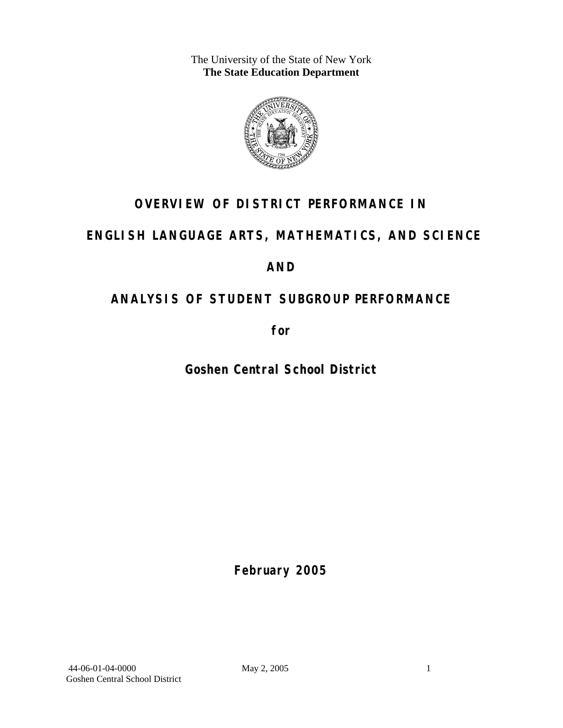The University of the State of New York
**The State Education Department**

# OVERVIEW OF DISTRICT PERFORMANCE IN ENGLISH LANGUAGE ARTS, MATHEMATICS, AND SCIENCE AND ANALYSIS OF STUDENT SUBGROUP PERFORMANCE

**for**

## Goshen Central School District

**February 2005**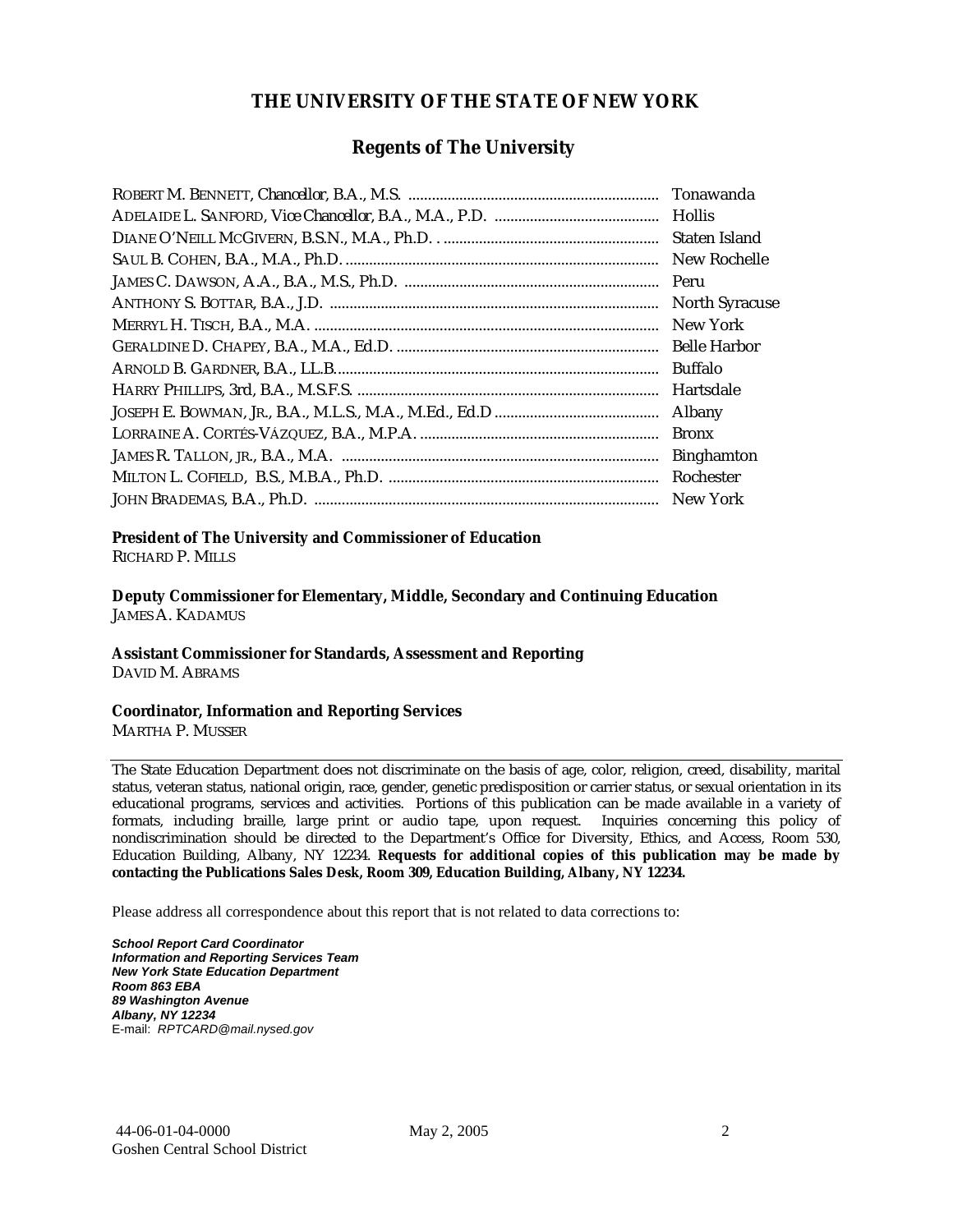# THE UNIVERSITY OF THE STATE OF NEW YORK

## Regents of The University

| | |
|---|---|
| ROBERT M. BENNETT, *Chancellor*, B.A., M.S. | Tonawanda |
| ADELAIDE L. SANFORD, *Vice Chancellor*, B.A., M.A., P.D. | Hollis |
| DIANE O'NEILL MCGIVERN, B.S.N., M.A., Ph.D. | Staten Island |
| SAUL B. COHEN, B.A., M.A., Ph.D. | New Rochelle |
| JAMES C. DAWSON, A.A., B.A., M.S., Ph.D. | Peru |
| ANTHONY S. BOTTAR, B.A., J.D. | North Syracuse |
| MERRYL H. TISCH, B.A., M.A. | New York |
| GERALDINE D. CHAPEY, B.A., M.A., Ed.D. | Belle Harbor |
| ARNOLD B. GARDNER, B.A., LL.B. | Buffalo |
| HARRY PHILLIPS, 3rd, B.A., M.S.F.S. | Hartsdale |
| JOSEPH E. BOWMAN, JR., B.A., M.L.S., M.A., M.Ed., Ed.D | Albany |
| LORRAINE A. CORTÉS-VÁZQUEZ, B.A., M.P.A. | Bronx |
| JAMES R. TALLON, JR., B.A., M.A. | Binghamton |
| MILTON L. COFIELD, B.S., M.B.A., Ph.D. | Rochester |
| JOHN BRADEMAS, B.A., Ph.D. | New York |

**President of The University and Commissioner of Education**
RICHARD P. MILLS

**Deputy Commissioner for Elementary, Middle, Secondary and Continuing Education**
JAMES A. KADAMUS

**Assistant Commissioner for Standards, Assessment and Reporting**
DAVID M. ABRAMS

**Coordinator, Information and Reporting Services**
MARTHA P. MUSSER

---

The State Education Department does not discriminate on the basis of age, color, religion, creed, disability, marital status, veteran status, national origin, race, gender, genetic predisposition or carrier status, or sexual orientation in its educational programs, services and activities. Portions of this publication can be made available in a variety of formats, including braille, large print or audio tape, upon request. Inquiries concerning this policy of nondiscrimination should be directed to the Department's Office for Diversity, Ethics, and Access, Room 530, Education Building, Albany, NY 12234. **Requests for additional copies of this publication may be made by contacting the Publications Sales Desk, Room 309, Education Building, Albany, NY 12234.**

Please address all correspondence about this report that is not related to data corrections to:

***School Report Card Coordinator***
***Information and Reporting Services Team***
***New York State Education Department***
***Room 863 EBA***
***89 Washington Avenue***
***Albany, NY 12234***
E-mail: *RPTCARD@mail.nysed.gov*

44-06-01-04-0000 May 2, 2005
Goshen Central School District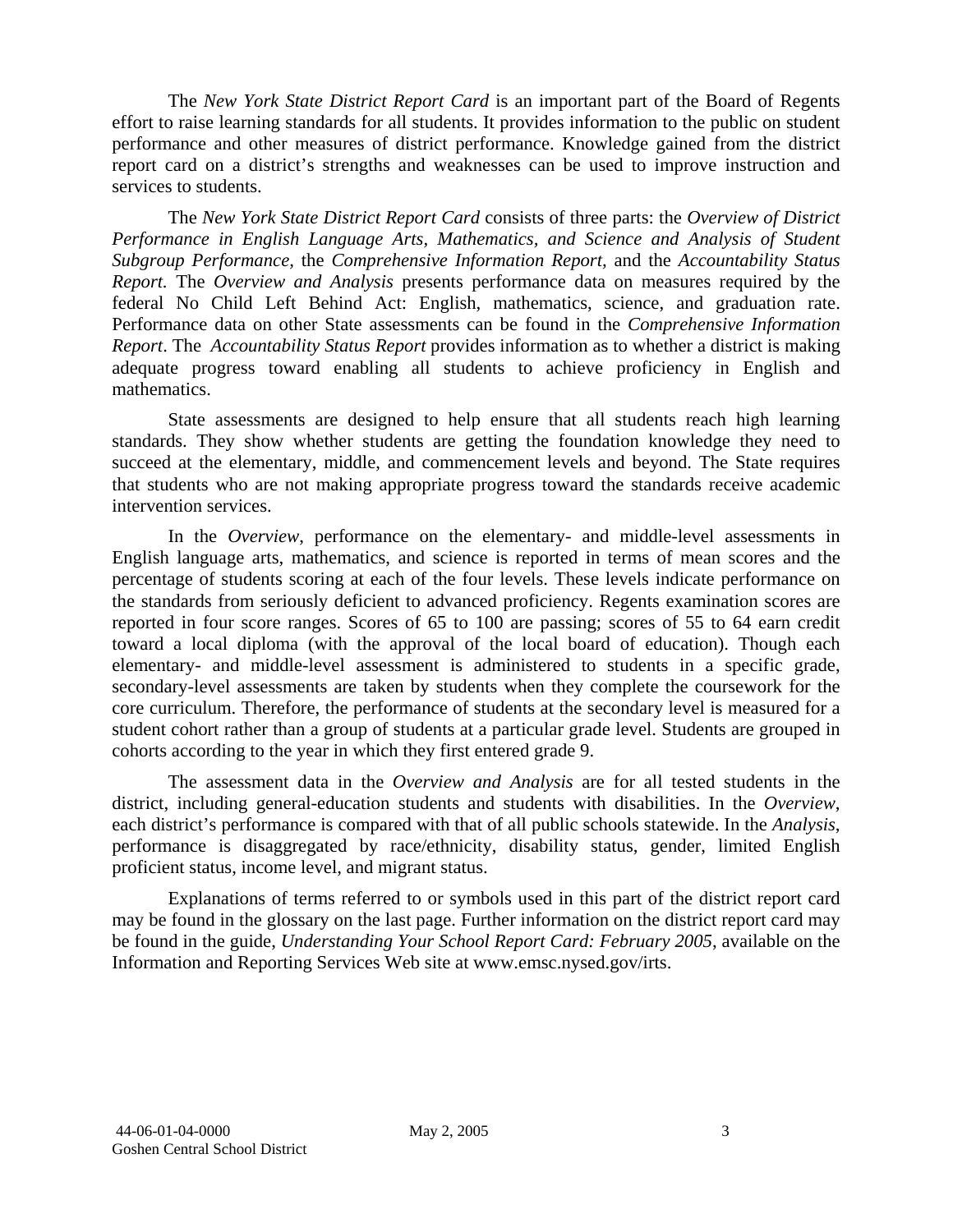The *New York State District Report Card* is an important part of the Board of Regents effort to raise learning standards for all students. It provides information to the public on student performance and other measures of district performance. Knowledge gained from the district report card on a district's strengths and weaknesses can be used to improve instruction and services to students.

The *New York State District Report Card* consists of three parts: the *Overview of District Performance in English Language Arts, Mathematics, and Science and Analysis of Student Subgroup Performance,* the *Comprehensive Information Report,* and the *Accountability Status Report.* The *Overview and Analysis* presents performance data on measures required by the federal No Child Left Behind Act: English, mathematics, science, and graduation rate. Performance data on other State assessments can be found in the *Comprehensive Information Report*. The *Accountability Status Report* provides information as to whether a district is making adequate progress toward enabling all students to achieve proficiency in English and mathematics.

State assessments are designed to help ensure that all students reach high learning standards. They show whether students are getting the foundation knowledge they need to succeed at the elementary, middle, and commencement levels and beyond. The State requires that students who are not making appropriate progress toward the standards receive academic intervention services.

In the *Overview*, performance on the elementary- and middle-level assessments in English language arts, mathematics, and science is reported in terms of mean scores and the percentage of students scoring at each of the four levels. These levels indicate performance on the standards from seriously deficient to advanced proficiency. Regents examination scores are reported in four score ranges. Scores of 65 to 100 are passing; scores of 55 to 64 earn credit toward a local diploma (with the approval of the local board of education). Though each elementary- and middle-level assessment is administered to students in a specific grade, secondary-level assessments are taken by students when they complete the coursework for the core curriculum. Therefore, the performance of students at the secondary level is measured for a student cohort rather than a group of students at a particular grade level. Students are grouped in cohorts according to the year in which they first entered grade 9.

The assessment data in the *Overview and Analysis* are for all tested students in the district, including general-education students and students with disabilities. In the *Overview*, each district's performance is compared with that of all public schools statewide. In the *Analysis*, performance is disaggregated by race/ethnicity, disability status, gender, limited English proficient status, income level, and migrant status.

Explanations of terms referred to or symbols used in this part of the district report card may be found in the glossary on the last page. Further information on the district report card may be found in the guide, *Understanding Your School Report Card: February 2005*, available on the Information and Reporting Services Web site at www.emsc.nysed.gov/irts.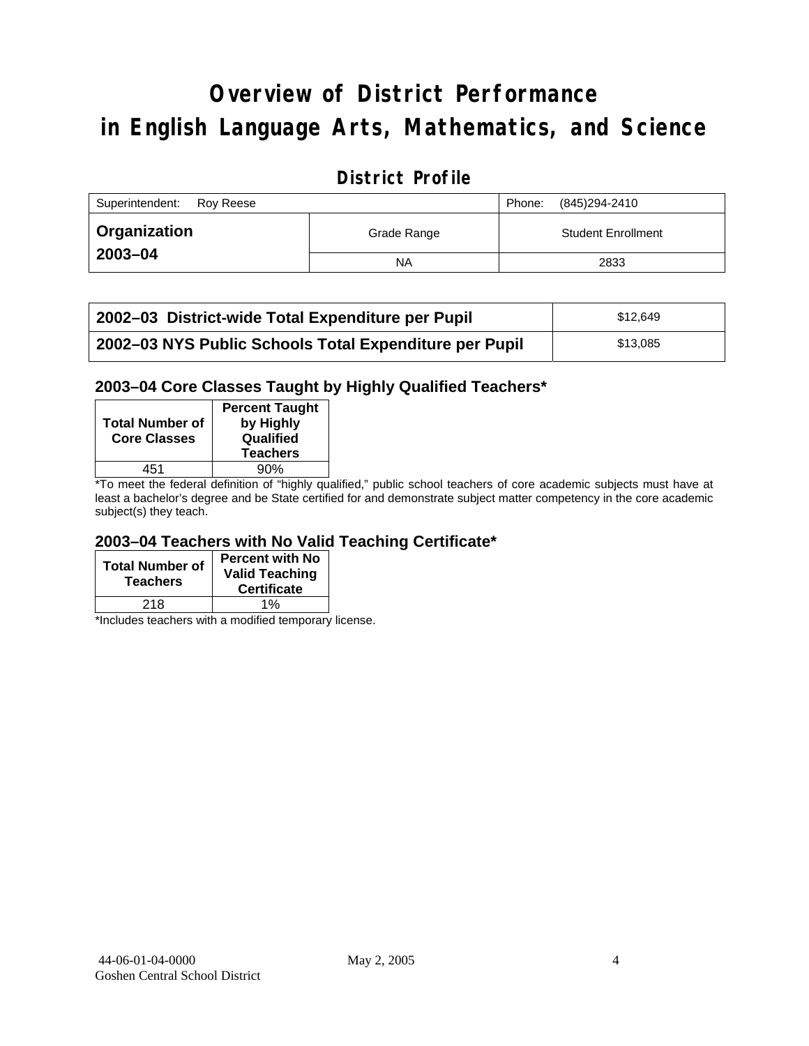# Overview of District Performance in English Language Arts, Mathematics, and Science

## District Profile

| Superintendent: Roy Reese | | Phone: (845)294-2410 |
|---|---|---|
| **Organization 2003–04** | Grade Range | Student Enrollment |
| | NA | 2833 |

| | |
|---|---|
| **2002–03 District-wide Total Expenditure per Pupil** | $12,649 |
| **2002–03 NYS Public Schools Total Expenditure per Pupil** | $13,085 |

### 2003–04 Core Classes Taught by Highly Qualified Teachers*

| Total Number of Core Classes | Percent Taught by Highly Qualified Teachers |
|---|---|
| 451 | 90% |

*To meet the federal definition of "highly qualified," public school teachers of core academic subjects must have at least a bachelor's degree and be State certified for and demonstrate subject matter competency in the core academic subject(s) they teach.

### 2003–04 Teachers with No Valid Teaching Certificate*

| Total Number of Teachers | Percent with No Valid Teaching Certificate |
|---|---|
| 218 | 1% |

*Includes teachers with a modified temporary license.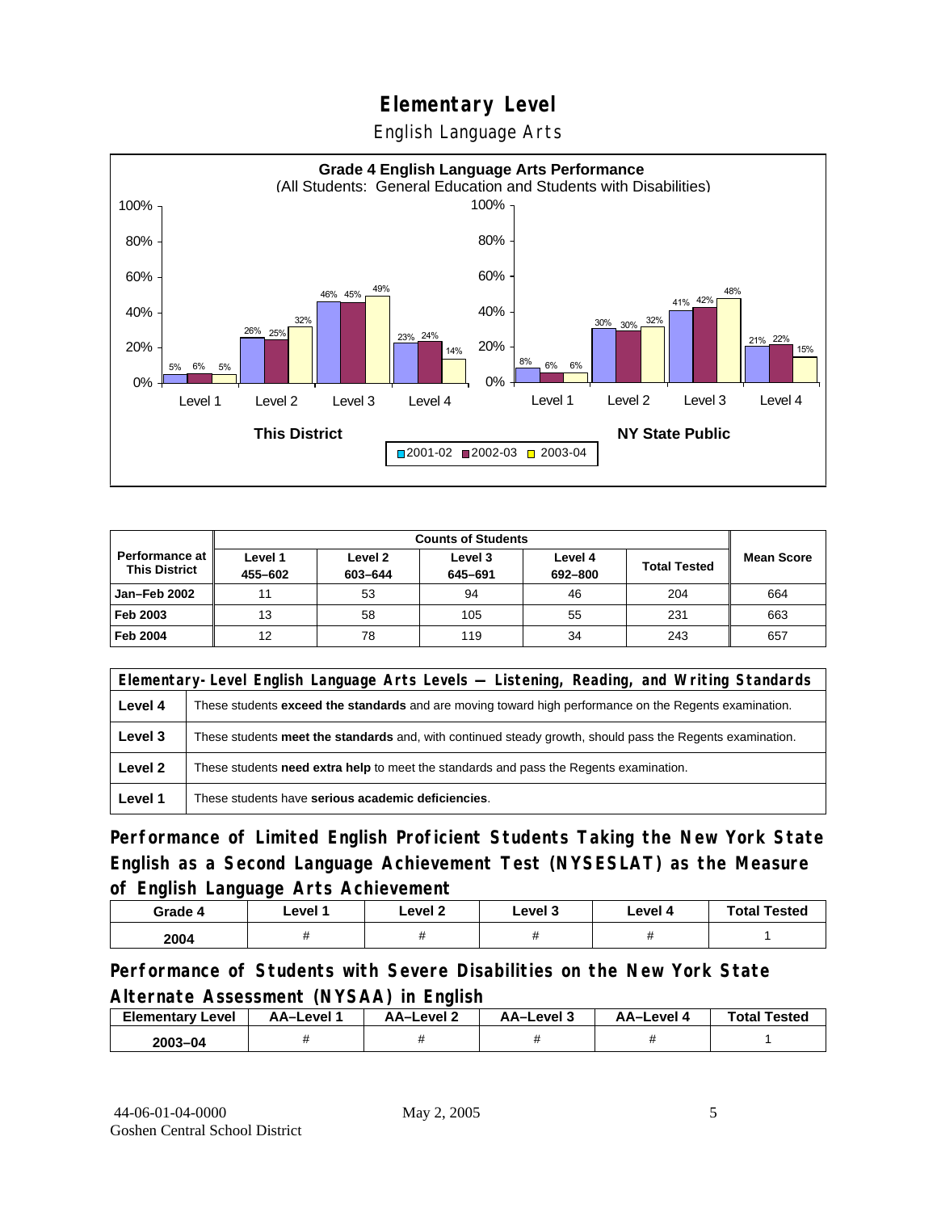# Elementary Level

English Language Arts

**Grade 4 English Language Arts Performance**
(All Students: General Education and Students with Disabilities)

| | This District 2001-02 | This District 2002-03 | This District 2003-04 | NY State Public 2001-02 | NY State Public 2002-03 | NY State Public 2003-04 |
|---|---|---|---|---|---|---|
| Level 1 | 5% | 6% | 5% | 8% | 6% | 6% |
| Level 2 | 26% | 25% | 32% | 30% | 30% | 32% |
| Level 3 | 46% | 45% | 49% | 41% | 42% | 48% |
| Level 4 | 23% | 24% | 14% | 21% | 22% | 15% |

| Performance at This District | Counts of Students | | | | | Mean Score |
|---|---|---|---|---|---|---|
| | Level 1 455–602 | Level 2 603–644 | Level 3 645–691 | Level 4 692–800 | Total Tested | |
| Jan–Feb 2002 | 11 | 53 | 94 | 46 | 204 | 664 |
| Feb 2003 | 13 | 58 | 105 | 55 | 231 | 663 |
| Feb 2004 | 12 | 78 | 119 | 34 | 243 | 657 |

| Elementary-Level English Language Arts Levels — Listening, Reading, and Writing Standards | |
|---|---|
| Level 4 | These students **exceed the standards** and are moving toward high performance on the Regents examination. |
| Level 3 | These students **meet the standards** and, with continued steady growth, should pass the Regents examination. |
| Level 2 | These students **need extra help** to meet the standards and pass the Regents examination. |
| Level 1 | These students have **serious academic deficiencies**. |

## Performance of Limited English Proficient Students Taking the New York State English as a Second Language Achievement Test (NYSESLAT) as the Measure of English Language Arts Achievement

| Grade 4 | Level 1 | Level 2 | Level 3 | Level 4 | Total Tested |
|---|---|---|---|---|---|
| 2004 | # | # | # | # | 1 |

## Performance of Students with Severe Disabilities on the New York State Alternate Assessment (NYSAA) in English

| Elementary Level | AA–Level 1 | AA–Level 2 | AA–Level 3 | AA–Level 4 | Total Tested |
|---|---|---|---|---|---|
| 2003–04 | # | # | # | # | 1 |

44-06-01-04-0000 May 2, 2005
Goshen Central School District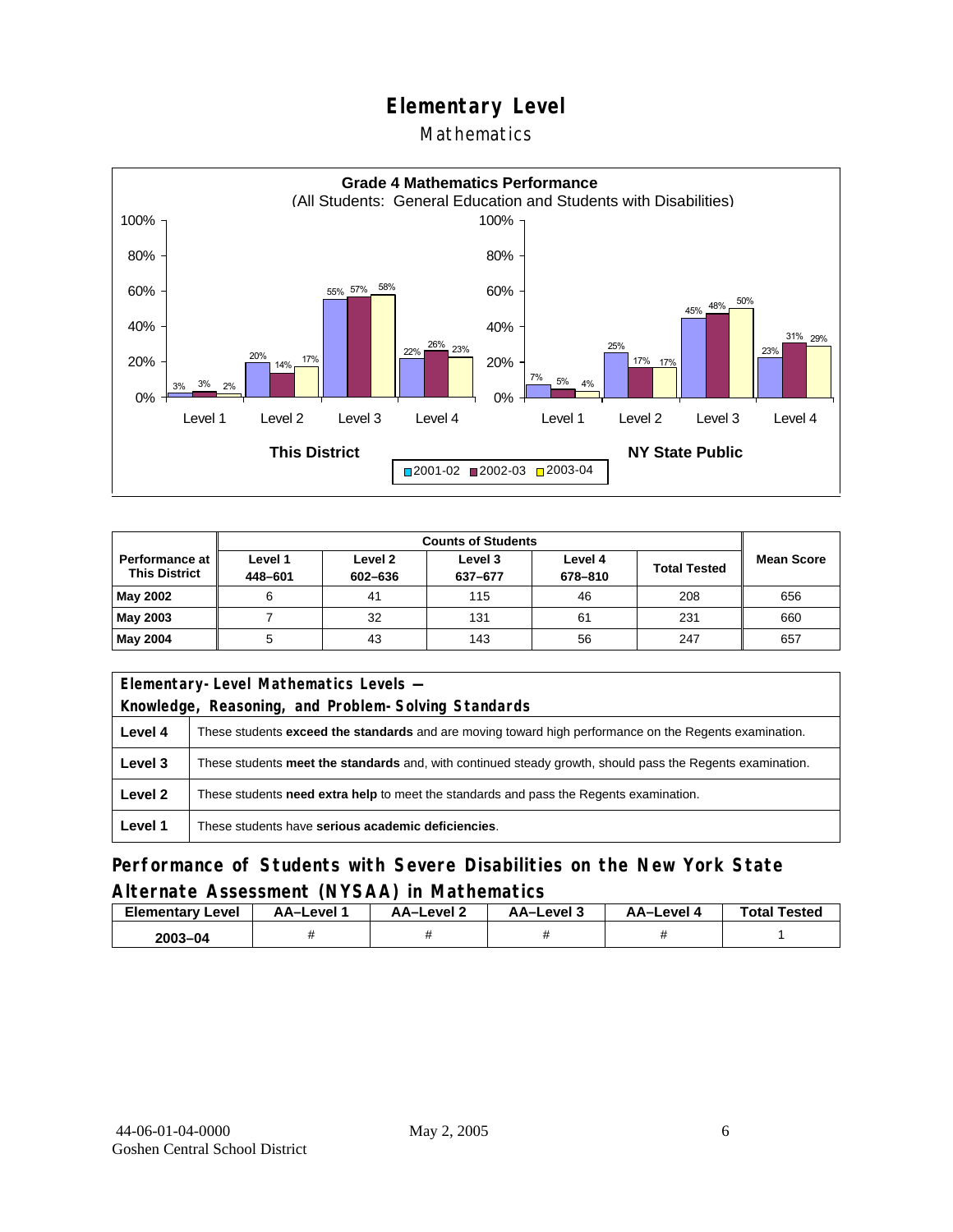# Elementary Level

## Mathematics

**Grade 4 Mathematics Performance**
(All Students: General Education and Students with Disabilities)

| | This District | | | NY State Public | | |
|---|---|---|---|---|---|---|
| | 2001-02 | 2002-03 | 2003-04 | 2001-02 | 2002-03 | 2003-04 |
| Level 1 | 3% | 3% | 2% | 7% | 5% | 4% |
| Level 2 | 20% | 14% | 17% | 25% | 17% | 17% |
| Level 3 | 55% | 57% | 58% | 45% | 48% | 50% |
| Level 4 | 22% | 26% | 23% | 23% | 31% | 29% |

| Performance at This District | Counts of Students | | | | | Mean Score |
|---|---|---|---|---|---|---|
| | Level 1 448–601 | Level 2 602–636 | Level 3 637–677 | Level 4 678–810 | Total Tested | |
| **May 2002** | 6 | 41 | 115 | 46 | 208 | 656 |
| **May 2003** | 7 | 32 | 131 | 61 | 231 | 660 |
| **May 2004** | 5 | 43 | 143 | 56 | 247 | 657 |

| Elementary-Level Mathematics Levels — Knowledge, Reasoning, and Problem-Solving Standards | |
|---|---|
| **Level 4** | These students **exceed the standards** and are moving toward high performance on the Regents examination. |
| **Level 3** | These students **meet the standards** and, with continued steady growth, should pass the Regents examination. |
| **Level 2** | These students **need extra help** to meet the standards and pass the Regents examination. |
| **Level 1** | These students have **serious academic deficiencies**. |

## Performance of Students with Severe Disabilities on the New York State Alternate Assessment (NYSAA) in Mathematics

| Elementary Level | AA–Level 1 | AA–Level 2 | AA–Level 3 | AA–Level 4 | Total Tested |
|---|---|---|---|---|---|
| 2003–04 | # | # | # | # | 1 |

44-06-01-04-0000
Goshen Central School District

May 2, 2005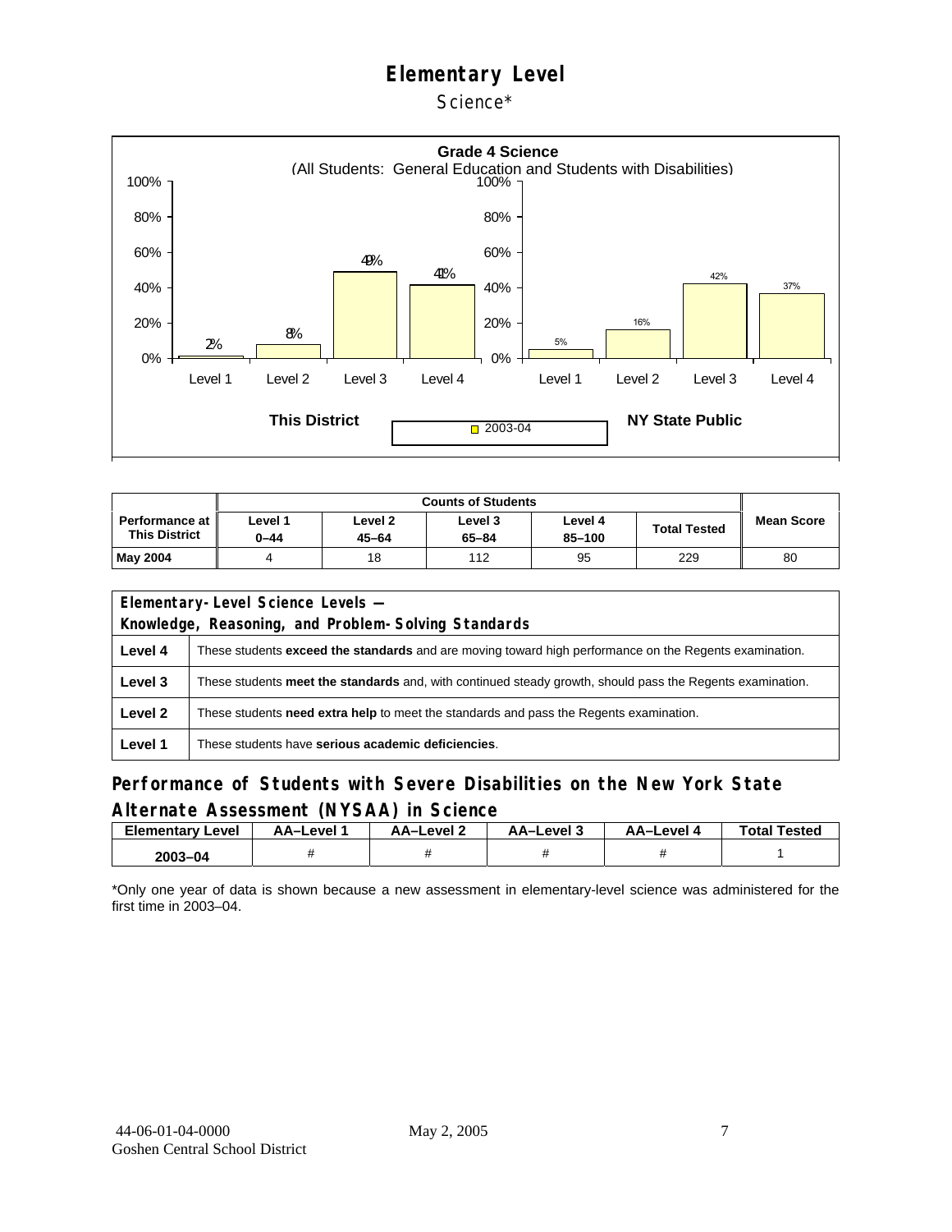# Elementary Level

Science*

**Grade 4 Science**
(All Students: General Education and Students with Disabilities)

| | This District | NY State Public |
|---|---|---|
| Level 1 | 2% | 5% |
| Level 2 | 8% | 16% |
| Level 3 | 49% | 42% |
| Level 4 | 41% | 37% |

2003-04

| Performance at This District | Counts of Students | | | | | Mean Score |
|---|---|---|---|---|---|---|
| | Level 1 0–44 | Level 2 45–64 | Level 3 65–84 | Level 4 85–100 | Total Tested | |
| May 2004 | 4 | 18 | 112 | 95 | 229 | 80 |

| Elementary-Level Science Levels — Knowledge, Reasoning, and Problem-Solving Standards | |
|---|---|
| Level 4 | These students **exceed the standards** and are moving toward high performance on the Regents examination. |
| Level 3 | These students **meet the standards** and, with continued steady growth, should pass the Regents examination. |
| Level 2 | These students **need extra help** to meet the standards and pass the Regents examination. |
| Level 1 | These students have **serious academic deficiencies**. |

## Performance of Students with Severe Disabilities on the New York State Alternate Assessment (NYSAA) in Science

| Elementary Level | AA–Level 1 | AA–Level 2 | AA–Level 3 | AA–Level 4 | Total Tested |
|---|---|---|---|---|---|
| 2003–04 | # | # | # | # | 1 |

*Only one year of data is shown because a new assessment in elementary-level science was administered for the first time in 2003–04.

44-06-01-04-0000 May 2, 2005
Goshen Central School District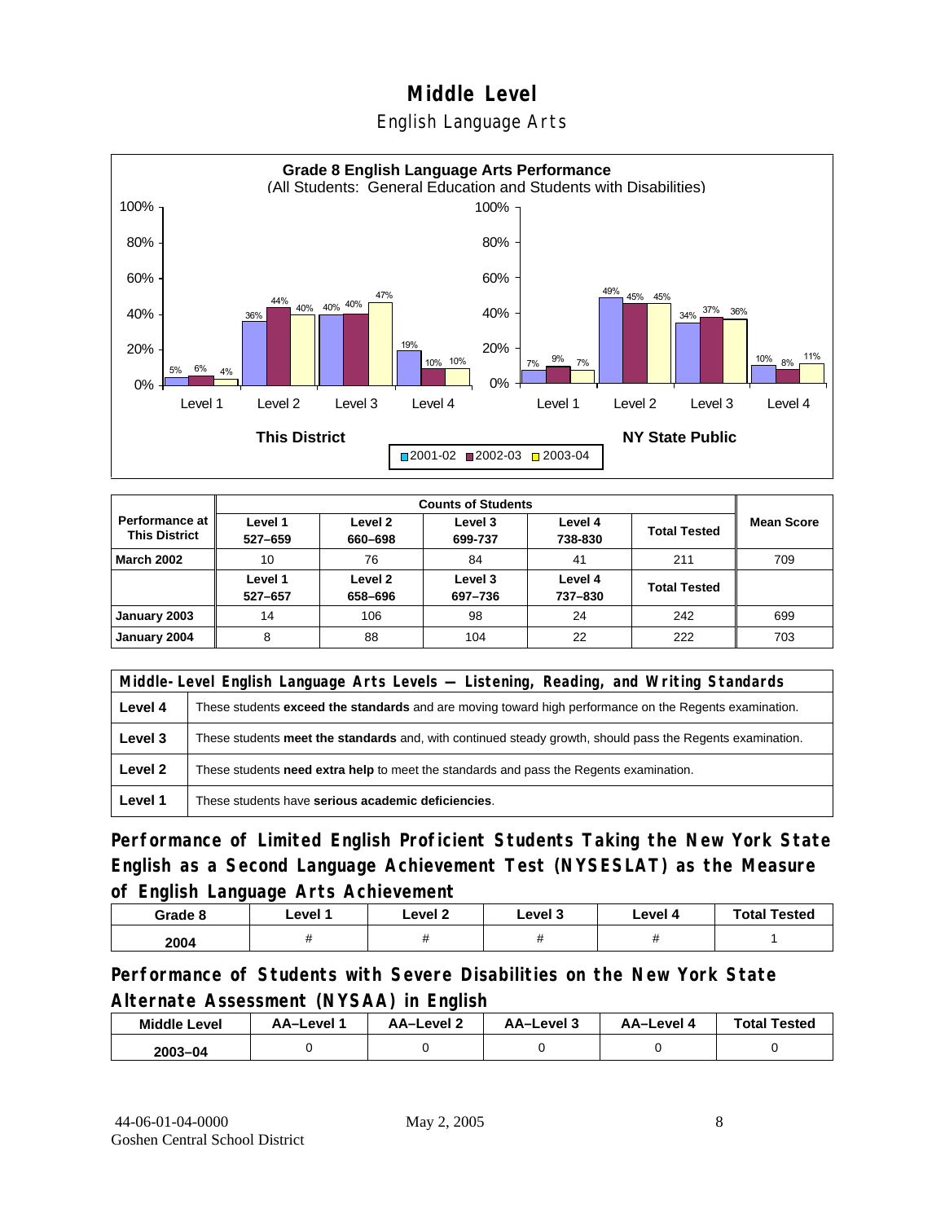# Middle Level

## English Language Arts

**Grade 8 English Language Arts Performance**
(All Students: General Education and Students with Disabilities)

| | This District 2001-02 | This District 2002-03 | This District 2003-04 | NY State Public 2001-02 | NY State Public 2002-03 | NY State Public 2003-04 |
|---|---|---|---|---|---|---|
| Level 1 | 5% | 6% | 4% | 7% | 9% | 7% |
| Level 2 | 36% | 44% | 40% | 49% | 45% | 45% |
| Level 3 | 40% | 40% | 47% | 34% | 37% | 36% |
| Level 4 | 19% | 10% | 10% | 10% | 8% | 11% |

| Performance at This District | Counts of Students | | | | | Mean Score |
|---|---|---|---|---|---|---|
| | Level 1 527–659 | Level 2 660–698 | Level 3 699-737 | Level 4 738-830 | Total Tested | |
| March 2002 | 10 | 76 | 84 | 41 | 211 | 709 |
| | Level 1 527–657 | Level 2 658–696 | Level 3 697–736 | Level 4 737–830 | Total Tested | |
| January 2003 | 14 | 106 | 98 | 24 | 242 | 699 |
| January 2004 | 8 | 88 | 104 | 22 | 222 | 703 |

| Middle-Level English Language Arts Levels — Listening, Reading, and Writing Standards | |
|---|---|
| Level 4 | These students **exceed the standards** and are moving toward high performance on the Regents examination. |
| Level 3 | These students **meet the standards** and, with continued steady growth, should pass the Regents examination. |
| Level 2 | These students **need extra help** to meet the standards and pass the Regents examination. |
| Level 1 | These students have **serious academic deficiencies**. |

### Performance of Limited English Proficient Students Taking the New York State English as a Second Language Achievement Test (NYSESLAT) as the Measure of English Language Arts Achievement

| Grade 8 | Level 1 | Level 2 | Level 3 | Level 4 | Total Tested |
|---|---|---|---|---|---|
| 2004 | # | # | # | # | 1 |

### Performance of Students with Severe Disabilities on the New York State Alternate Assessment (NYSAA) in English

| Middle Level | AA–Level 1 | AA–Level 2 | AA–Level 3 | AA–Level 4 | Total Tested |
|---|---|---|---|---|---|
| 2003–04 | 0 | 0 | 0 | 0 | 0 |

44-06-01-04-0000 Goshen Central School District    May 2, 2005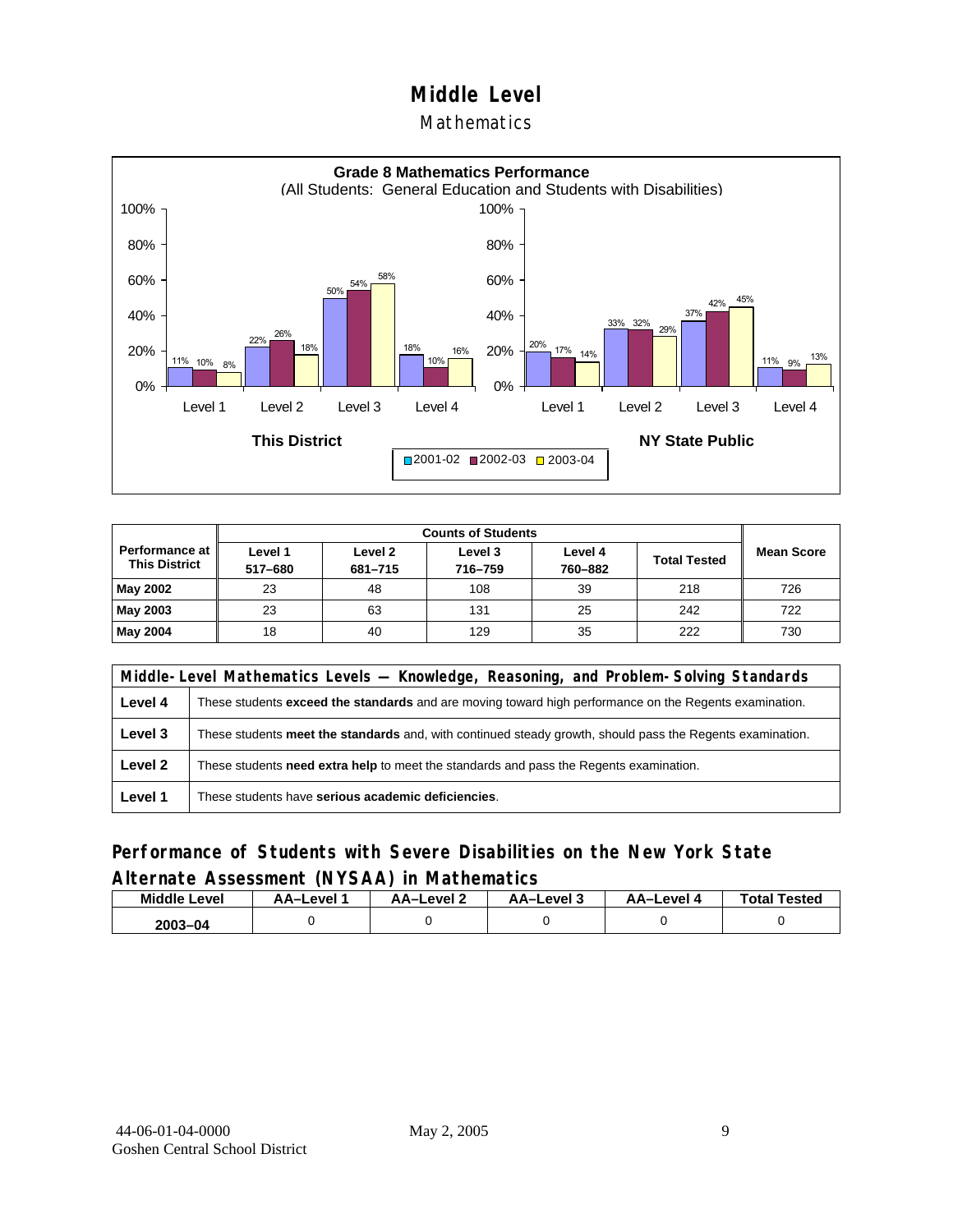# Middle Level

## Mathematics

**Grade 8 Mathematics Performance**
(All Students: General Education and Students with Disabilities)

| | This District 2001-02 | This District 2002-03 | This District 2003-04 | NY State Public 2001-02 | NY State Public 2002-03 | NY State Public 2003-04 |
|---|---|---|---|---|---|---|
| Level 1 | 11% | 10% | 8% | 20% | 17% | 14% |
| Level 2 | 22% | 26% | 18% | 33% | 32% | 29% |
| Level 3 | 50% | 54% | 58% | 37% | 42% | 45% |
| Level 4 | 18% | 10% | 16% | 11% | 9% | 13% |

| Performance at This District | Counts of Students | | | | | Mean Score |
|---|---|---|---|---|---|---|
| | Level 1 517–680 | Level 2 681–715 | Level 3 716–759 | Level 4 760–882 | Total Tested | |
| **May 2002** | 23 | 48 | 108 | 39 | 218 | 726 |
| **May 2003** | 23 | 63 | 131 | 25 | 242 | 722 |
| **May 2004** | 18 | 40 | 129 | 35 | 222 | 730 |

| Middle-Level Mathematics Levels — Knowledge, Reasoning, and Problem-Solving Standards | |
|---|---|
| **Level 4** | These students **exceed the standards** and are moving toward high performance on the Regents examination. |
| **Level 3** | These students **meet the standards** and, with continued steady growth, should pass the Regents examination. |
| **Level 2** | These students **need extra help** to meet the standards and pass the Regents examination. |
| **Level 1** | These students have **serious academic deficiencies**. |

### Performance of Students with Severe Disabilities on the New York State Alternate Assessment (NYSAA) in Mathematics

| Middle Level | AA–Level 1 | AA–Level 2 | AA–Level 3 | AA–Level 4 | Total Tested |
|---|---|---|---|---|---|
| 2003–04 | 0 | 0 | 0 | 0 | 0 |

44-06-01-04-0000
Goshen Central School District

May 2, 2005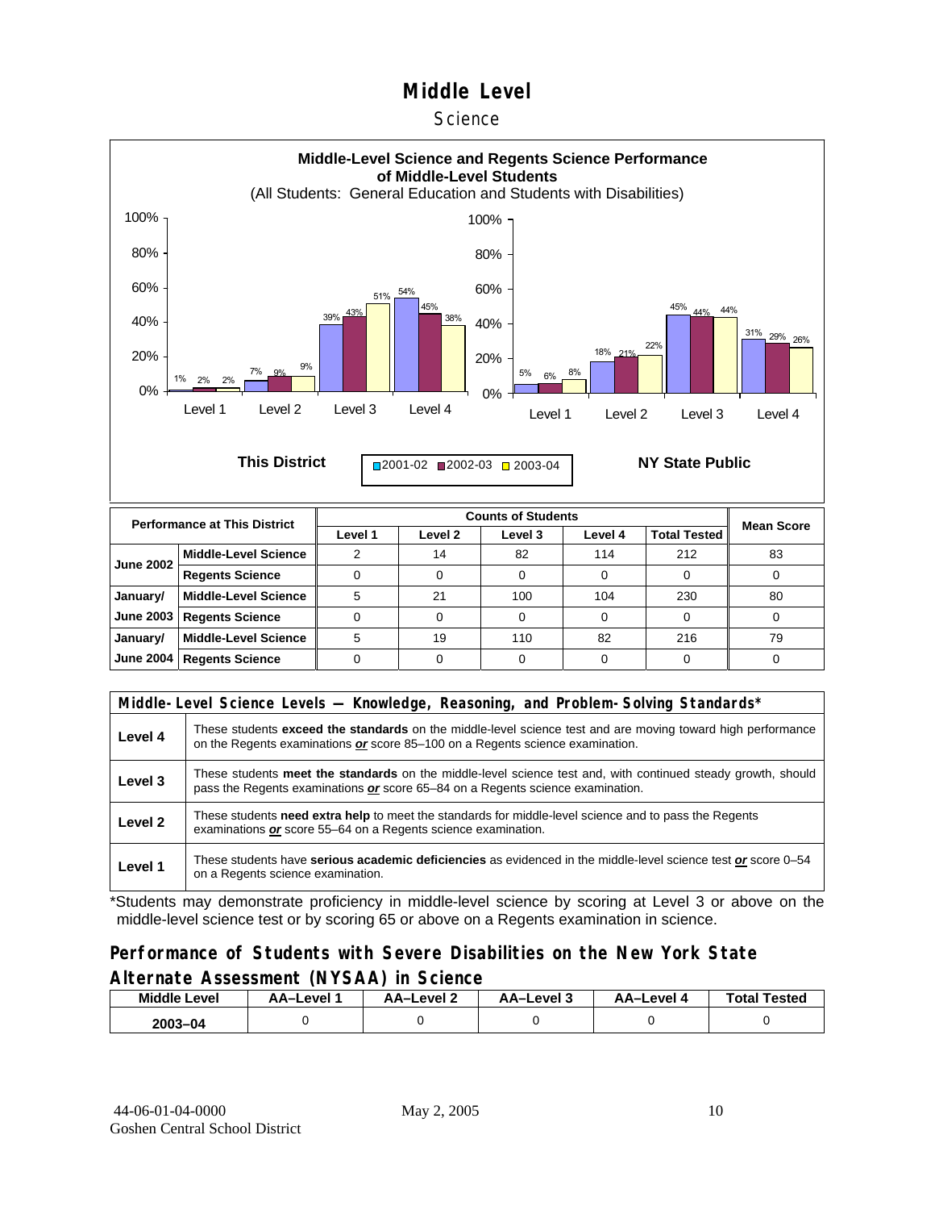# Middle Level

## Science

**Middle-Level Science and Regents Science Performance of Middle-Level Students**
(All Students: General Education and Students with Disabilities)

**This District**

| | 2001-02 | 2002-03 | 2003-04 |
|---|---|---|---|
| Level 1 | 1% | 2% | 2% |
| Level 2 | 7% | 9% | 9% |
| Level 3 | 39% | 43% | 51% |
| Level 4 | 54% | 45% | 38% |

**NY State Public**

| | 2001-02 | 2002-03 | 2003-04 |
|---|---|---|---|
| Level 1 | 5% | 6% | 8% |
| Level 2 | 18% | 21% | 22% |
| Level 3 | 45% | 44% | 44% |
| Level 4 | 31% | 29% | 26% |

| Performance at This District | | Counts of Students | | | | | Mean Score |
|---|---|---|---|---|---|---|---|
| | | Level 1 | Level 2 | Level 3 | Level 4 | Total Tested | |
| June 2002 | Middle-Level Science | 2 | 14 | 82 | 114 | 212 | 83 |
| | Regents Science | 0 | 0 | 0 | 0 | 0 | 0 |
| January/ June 2003 | Middle-Level Science | 5 | 21 | 100 | 104 | 230 | 80 |
| | Regents Science | 0 | 0 | 0 | 0 | 0 | 0 |
| January/ June 2004 | Middle-Level Science | 5 | 19 | 110 | 82 | 216 | 79 |
| | Regents Science | 0 | 0 | 0 | 0 | 0 | 0 |

| Middle-Level Science Levels — Knowledge, Reasoning, and Problem-Solving Standards* | |
|---|---|
| Level 4 | These students **exceed the standards** on the middle-level science test and are moving toward high performance on the Regents examinations ***or*** score 85–100 on a Regents science examination. |
| Level 3 | These students **meet the standards** on the middle-level science test and, with continued steady growth, should pass the Regents examinations ***or*** score 65–84 on a Regents science examination. |
| Level 2 | These students **need extra help** to meet the standards for middle-level science and to pass the Regents examinations ***or*** score 55–64 on a Regents science examination. |
| Level 1 | These students have **serious academic deficiencies** as evidenced in the middle-level science test ***or*** score 0–54 on a Regents science examination. |

*Students may demonstrate proficiency in middle-level science by scoring at Level 3 or above on the middle-level science test or by scoring 65 or above on a Regents examination in science.

### Performance of Students with Severe Disabilities on the New York State Alternate Assessment (NYSAA) in Science

| Middle Level | AA–Level 1 | AA–Level 2 | AA–Level 3 | AA–Level 4 | Total Tested |
|---|---|---|---|---|---|
| 2003–04 | 0 | 0 | 0 | 0 | 0 |

44-06-01-04-0000 May 2, 2005
Goshen Central School District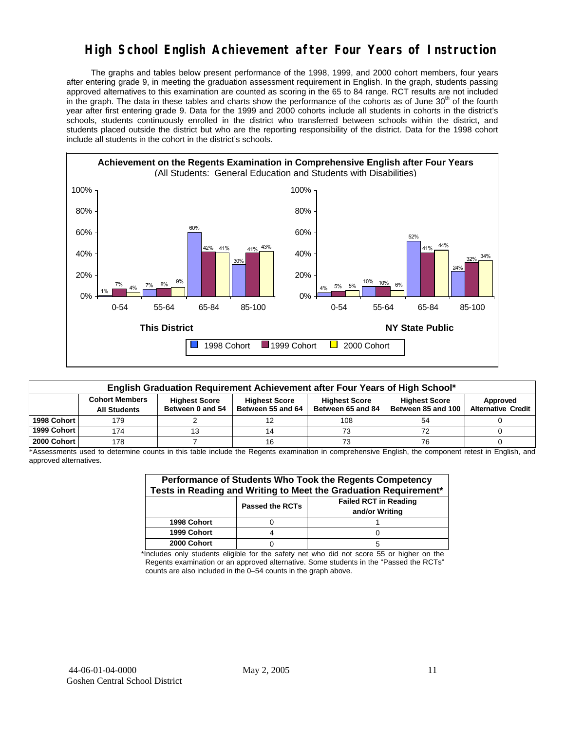# High School English Achievement after Four Years of Instruction

The graphs and tables below present performance of the 1998, 1999, and 2000 cohort members, four years after entering grade 9, in meeting the graduation assessment requirement in English. In the graph, students passing approved alternatives to this examination are counted as scoring in the 65 to 84 range. RCT results are not included in the graph. The data in these tables and charts show the performance of the cohorts as of June 30th of the fourth year after first entering grade 9. Data for the 1999 and 2000 cohorts include all students in cohorts in the district's schools, students continuously enrolled in the district who transferred between schools within the district, and students placed outside the district but who are the reporting responsibility of the district. Data for the 1998 cohort include all students in the cohort in the district's schools.

**Achievement on the Regents Examination in Comprehensive English after Four Years**
(All Students: General Education and Students with Disabilities)

**This District**

| Score | 1998 Cohort | 1999 Cohort | 2000 Cohort |
|---|---|---|---|
| 0-54 | 1% | 7% | 4% |
| 55-64 | 7% | 8% | 9% |
| 65-84 | 60% | 42% | 41% |
| 85-100 | 30% | 41% | 43% |

**NY State Public**

| Score | 1998 Cohort | 1999 Cohort | 2000 Cohort |
|---|---|---|---|
| 0-54 | 4% | 5% | 5% |
| 55-64 | 10% | 10% | 6% |
| 65-84 | 52% | 41% | 44% |
| 85-100 | 24% | 32% | 34% |

**English Graduation Requirement Achievement after Four Years of High School***

| | Cohort Members All Students | Highest Score Between 0 and 54 | Highest Score Between 55 and 64 | Highest Score Between 65 and 84 | Highest Score Between 85 and 100 | Approved Alternative Credit |
|---|---|---|---|---|---|---|
| 1998 Cohort | 179 | 2 | 12 | 108 | 54 | 0 |
| 1999 Cohort | 174 | 13 | 14 | 73 | 72 | 0 |
| 2000 Cohort | 178 | 7 | 16 | 73 | 76 | 0 |

*Assessments used to determine counts in this table include the Regents examination in comprehensive English, the component retest in English, and approved alternatives.

**Performance of Students Who Took the Regents Competency Tests in Reading and Writing to Meet the Graduation Requirement***

| | Passed the RCTs | Failed RCT in Reading and/or Writing |
|---|---|---|
| 1998 Cohort | 0 | 1 |
| 1999 Cohort | 4 | 0 |
| 2000 Cohort | 0 | 5 |

*Includes only students eligible for the safety net who did not score 55 or higher on the Regents examination or an approved alternative. Some students in the "Passed the RCTs" counts are also included in the 0–54 counts in the graph above.

44-06-01-04-0000 May 2, 2005
Goshen Central School District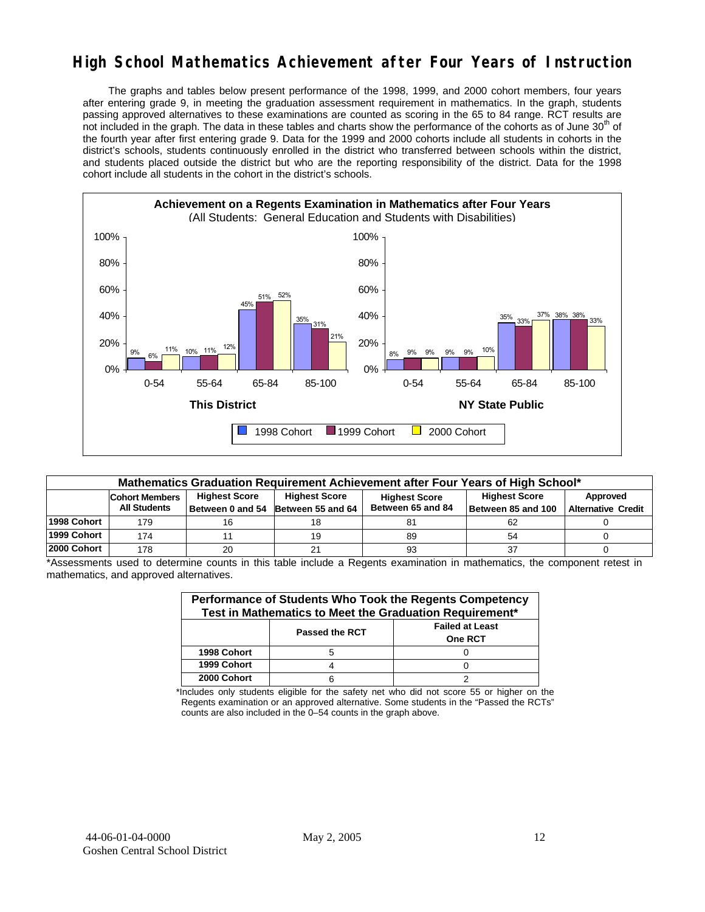# High School Mathematics Achievement after Four Years of Instruction

The graphs and tables below present performance of the 1998, 1999, and 2000 cohort members, four years after entering grade 9, in meeting the graduation assessment requirement in mathematics. In the graph, students passing approved alternatives to these examinations are counted as scoring in the 65 to 84 range. RCT results are not included in the graph. The data in these tables and charts show the performance of the cohorts as of June 30th of the fourth year after first entering grade 9. Data for the 1999 and 2000 cohorts include all students in cohorts in the district's schools, students continuously enrolled in the district who transferred between schools within the district, and students placed outside the district but who are the reporting responsibility of the district. Data for the 1998 cohort include all students in the cohort in the district's schools.

**Achievement on a Regents Examination in Mathematics after Four Years**
(All Students: General Education and Students with Disabilities)

**This District**

| Score Range | 1998 Cohort | 1999 Cohort | 2000 Cohort |
|---|---|---|---|
| 0-54 | 9% | 6% | 11% |
| 55-64 | 10% | 11% | 12% |
| 65-84 | 45% | 51% | 52% |
| 85-100 | 35% | 31% | 21% |

**NY State Public**

| Score Range | 1998 Cohort | 1999 Cohort | 2000 Cohort |
|---|---|---|---|
| 0-54 | 8% | 9% | 9% |
| 55-64 | 9% | 9% | 10% |
| 65-84 | 35% | 33% | 37% |
| 85-100 | 38% | 38% | 33% |

| Mathematics Graduation Requirement Achievement after Four Years of High School* | | | | | | |
|---|---|---|---|---|---|---|
| | Cohort Members All Students | Highest Score Between 0 and 54 | Highest Score Between 55 and 64 | Highest Score Between 65 and 84 | Highest Score Between 85 and 100 | Approved Alternative Credit |
| 1998 Cohort | 179 | 16 | 18 | 81 | 62 | 0 |
| 1999 Cohort | 174 | 11 | 19 | 89 | 54 | 0 |
| 2000 Cohort | 178 | 20 | 21 | 93 | 37 | 0 |

*Assessments used to determine counts in this table include a Regents examination in mathematics, the component retest in mathematics, and approved alternatives.

| Performance of Students Who Took the Regents Competency Test in Mathematics to Meet the Graduation Requirement* | | |
|---|---|---|
| | Passed the RCT | Failed at Least One RCT |
| 1998 Cohort | 5 | 0 |
| 1999 Cohort | 4 | 0 |
| 2000 Cohort | 6 | 2 |

*Includes only students eligible for the safety net who did not score 55 or higher on the Regents examination or an approved alternative. Some students in the "Passed the RCTs" counts are also included in the 0–54 counts in the graph above.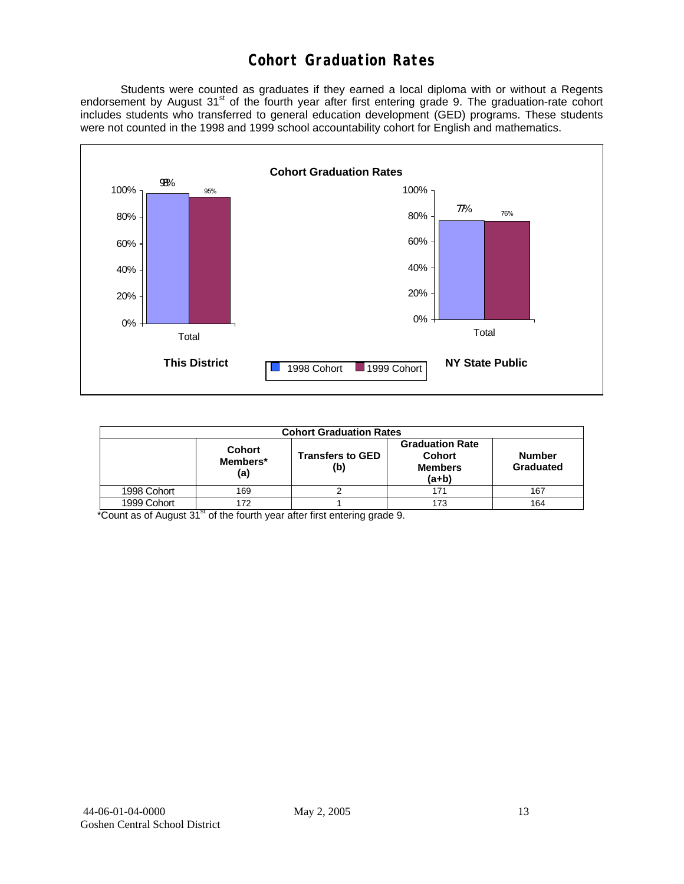# Cohort Graduation Rates

Students were counted as graduates if they earned a local diploma with or without a Regents endorsement by August 31st of the fourth year after first entering grade 9. The graduation-rate cohort includes students who transferred to general education development (GED) programs. These students were not counted in the 1998 and 1999 school accountability cohort for English and mathematics.

**Cohort Graduation Rates**

| | This District | NY State Public |
|---|---|---|
| 1998 Cohort | 98% | 77% |
| 1999 Cohort | 95% | 76% |

| Cohort Graduation Rates | | | | |
|---|---|---|---|---|
| | Cohort Members* (a) | Transfers to GED (b) | Graduation Rate Cohort Members (a+b) | Number Graduated |
| 1998 Cohort | 169 | 2 | 171 | 167 |
| 1999 Cohort | 172 | 1 | 173 | 164 |

*Count as of August 31st of the fourth year after first entering grade 9.

44-06-01-04-0000 May 2, 2005
Goshen Central School District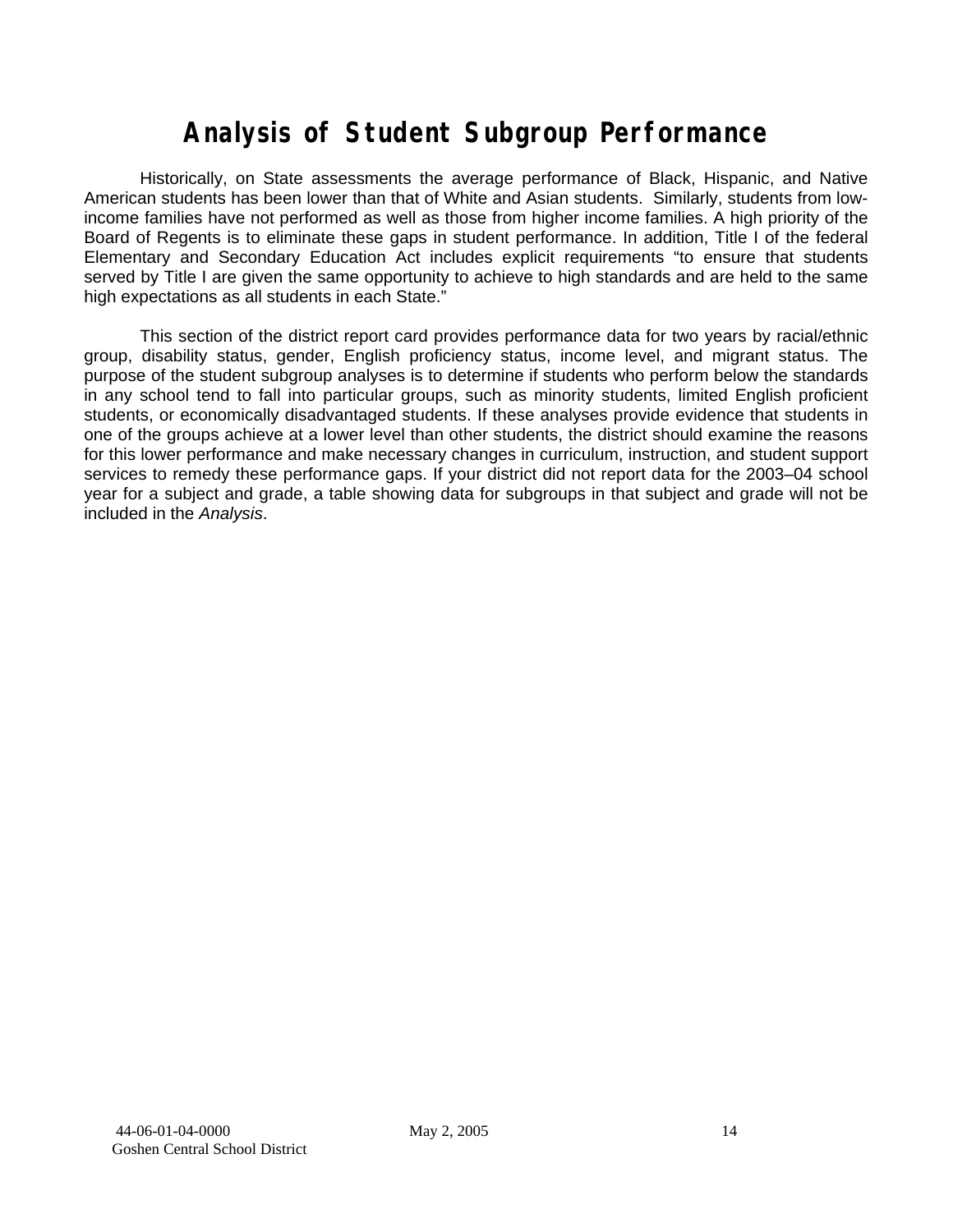# Analysis of Student Subgroup Performance

Historically, on State assessments the average performance of Black, Hispanic, and Native American students has been lower than that of White and Asian students. Similarly, students from low-income families have not performed as well as those from higher income families. A high priority of the Board of Regents is to eliminate these gaps in student performance. In addition, Title I of the federal Elementary and Secondary Education Act includes explicit requirements "to ensure that students served by Title I are given the same opportunity to achieve to high standards and are held to the same high expectations as all students in each State."

This section of the district report card provides performance data for two years by racial/ethnic group, disability status, gender, English proficiency status, income level, and migrant status. The purpose of the student subgroup analyses is to determine if students who perform below the standards in any school tend to fall into particular groups, such as minority students, limited English proficient students, or economically disadvantaged students. If these analyses provide evidence that students in one of the groups achieve at a lower level than other students, the district should examine the reasons for this lower performance and make necessary changes in curriculum, instruction, and student support services to remedy these performance gaps. If your district did not report data for the 2003–04 school year for a subject and grade, a table showing data for subgroups in that subject and grade will not be included in the *Analysis*.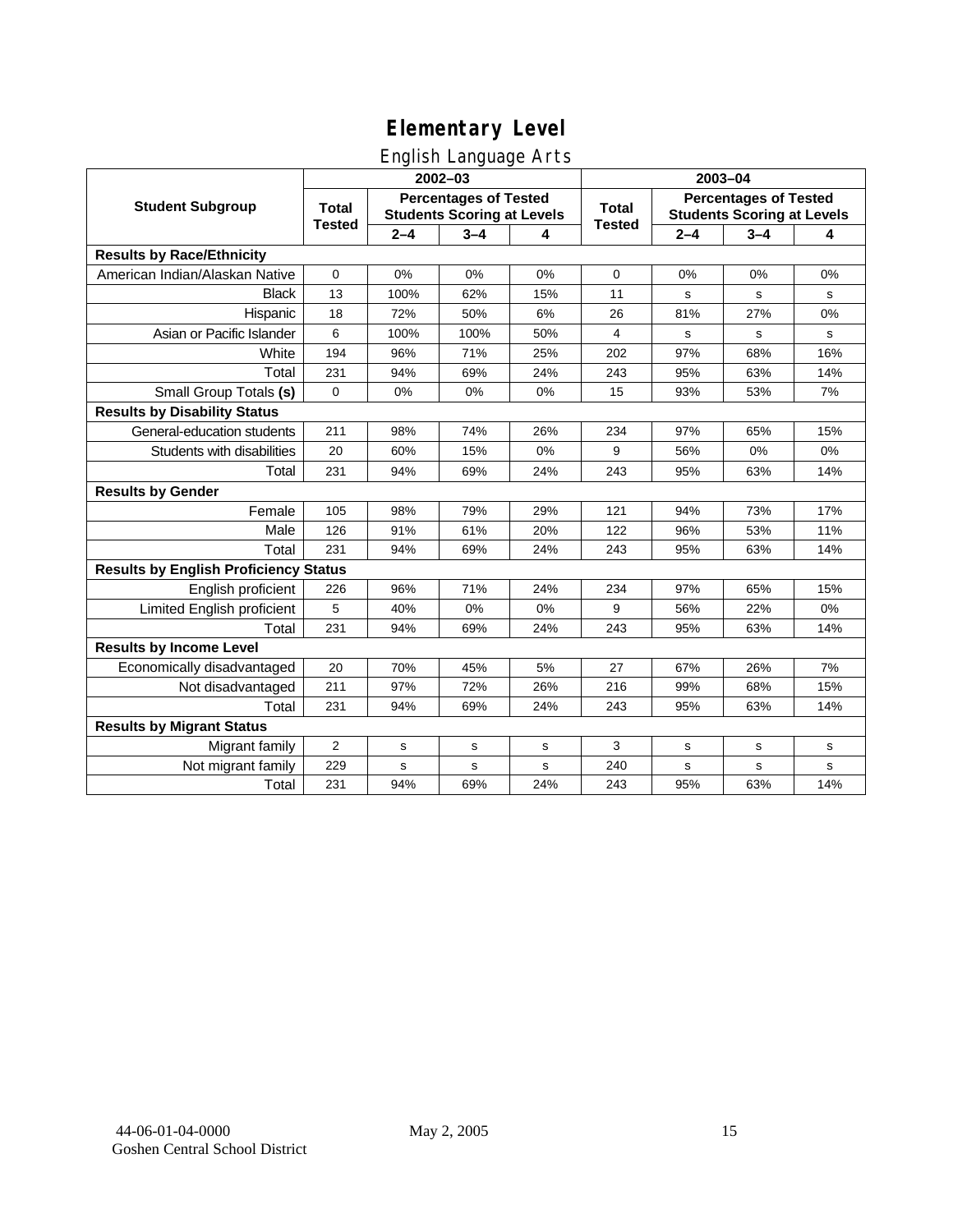# Elementary Level

## English Language Arts

| Student Subgroup | 2002–03 | | | | 2003–04 | | | |
|---|---|---|---|---|---|---|---|---|
| | Total Tested | Percentages of Tested Students Scoring at Levels | | | Total Tested | Percentages of Tested Students Scoring at Levels | | |
| | | 2–4 | 3–4 | 4 | | 2–4 | 3–4 | 4 |
| **Results by Race/Ethnicity** | | | | | | | | |
| American Indian/Alaskan Native | 0 | 0% | 0% | 0% | 0 | 0% | 0% | 0% |
| Black | 13 | 100% | 62% | 15% | 11 | s | s | s |
| Hispanic | 18 | 72% | 50% | 6% | 26 | 81% | 27% | 0% |
| Asian or Pacific Islander | 6 | 100% | 100% | 50% | 4 | s | s | s |
| White | 194 | 96% | 71% | 25% | 202 | 97% | 68% | 16% |
| Total | 231 | 94% | 69% | 24% | 243 | 95% | 63% | 14% |
| Small Group Totals **(s)** | 0 | 0% | 0% | 0% | 15 | 93% | 53% | 7% |
| **Results by Disability Status** | | | | | | | | |
| General-education students | 211 | 98% | 74% | 26% | 234 | 97% | 65% | 15% |
| Students with disabilities | 20 | 60% | 15% | 0% | 9 | 56% | 0% | 0% |
| Total | 231 | 94% | 69% | 24% | 243 | 95% | 63% | 14% |
| **Results by Gender** | | | | | | | | |
| Female | 105 | 98% | 79% | 29% | 121 | 94% | 73% | 17% |
| Male | 126 | 91% | 61% | 20% | 122 | 96% | 53% | 11% |
| Total | 231 | 94% | 69% | 24% | 243 | 95% | 63% | 14% |
| **Results by English Proficiency Status** | | | | | | | | |
| English proficient | 226 | 96% | 71% | 24% | 234 | 97% | 65% | 15% |
| Limited English proficient | 5 | 40% | 0% | 0% | 9 | 56% | 22% | 0% |
| Total | 231 | 94% | 69% | 24% | 243 | 95% | 63% | 14% |
| **Results by Income Level** | | | | | | | | |
| Economically disadvantaged | 20 | 70% | 45% | 5% | 27 | 67% | 26% | 7% |
| Not disadvantaged | 211 | 97% | 72% | 26% | 216 | 99% | 68% | 15% |
| Total | 231 | 94% | 69% | 24% | 243 | 95% | 63% | 14% |
| **Results by Migrant Status** | | | | | | | | |
| Migrant family | 2 | s | s | s | 3 | s | s | s |
| Not migrant family | 229 | s | s | s | 240 | s | s | s |
| Total | 231 | 94% | 69% | 24% | 243 | 95% | 63% | 14% |

44-06-01-04-0000 Goshen Central School District — May 2, 2005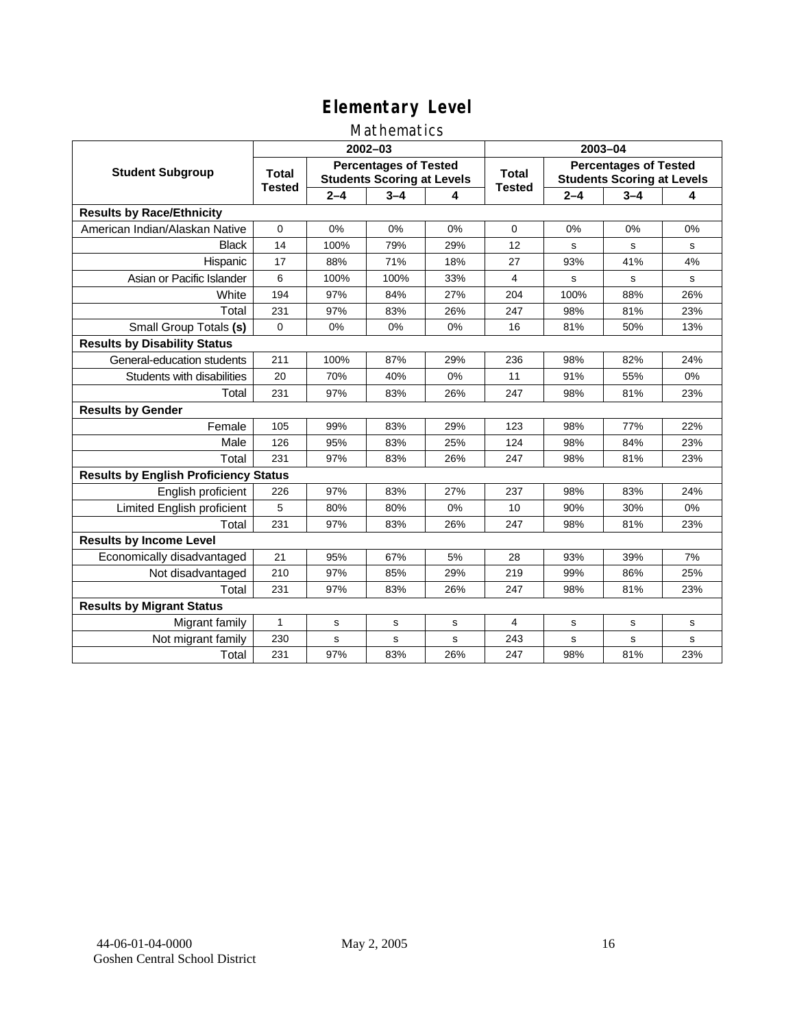# Elementary Level

## Mathematics

| Student Subgroup | 2002–03 | | | | 2003–04 | | | |
|---|---|---|---|---|---|---|---|---|
| | Total Tested | Percentages of Tested Students Scoring at Levels | | | Total Tested | Percentages of Tested Students Scoring at Levels | | |
| | | 2–4 | 3–4 | 4 | | 2–4 | 3–4 | 4 |
| **Results by Race/Ethnicity** | | | | | | | | |
| American Indian/Alaskan Native | 0 | 0% | 0% | 0% | 0 | 0% | 0% | 0% |
| Black | 14 | 100% | 79% | 29% | 12 | s | s | s |
| Hispanic | 17 | 88% | 71% | 18% | 27 | 93% | 41% | 4% |
| Asian or Pacific Islander | 6 | 100% | 100% | 33% | 4 | s | s | s |
| White | 194 | 97% | 84% | 27% | 204 | 100% | 88% | 26% |
| Total | 231 | 97% | 83% | 26% | 247 | 98% | 81% | 23% |
| Small Group Totals **(s)** | 0 | 0% | 0% | 0% | 16 | 81% | 50% | 13% |
| **Results by Disability Status** | | | | | | | | |
| General-education students | 211 | 100% | 87% | 29% | 236 | 98% | 82% | 24% |
| Students with disabilities | 20 | 70% | 40% | 0% | 11 | 91% | 55% | 0% |
| Total | 231 | 97% | 83% | 26% | 247 | 98% | 81% | 23% |
| **Results by Gender** | | | | | | | | |
| Female | 105 | 99% | 83% | 29% | 123 | 98% | 77% | 22% |
| Male | 126 | 95% | 83% | 25% | 124 | 98% | 84% | 23% |
| Total | 231 | 97% | 83% | 26% | 247 | 98% | 81% | 23% |
| **Results by English Proficiency Status** | | | | | | | | |
| English proficient | 226 | 97% | 83% | 27% | 237 | 98% | 83% | 24% |
| Limited English proficient | 5 | 80% | 80% | 0% | 10 | 90% | 30% | 0% |
| Total | 231 | 97% | 83% | 26% | 247 | 98% | 81% | 23% |
| **Results by Income Level** | | | | | | | | |
| Economically disadvantaged | 21 | 95% | 67% | 5% | 28 | 93% | 39% | 7% |
| Not disadvantaged | 210 | 97% | 85% | 29% | 219 | 99% | 86% | 25% |
| Total | 231 | 97% | 83% | 26% | 247 | 98% | 81% | 23% |
| **Results by Migrant Status** | | | | | | | | |
| Migrant family | 1 | s | s | s | 4 | s | s | s |
| Not migrant family | 230 | s | s | s | 243 | s | s | s |
| Total | 231 | 97% | 83% | 26% | 247 | 98% | 81% | 23% |

44-06-01-04-0000
Goshen Central School District

May 2, 2005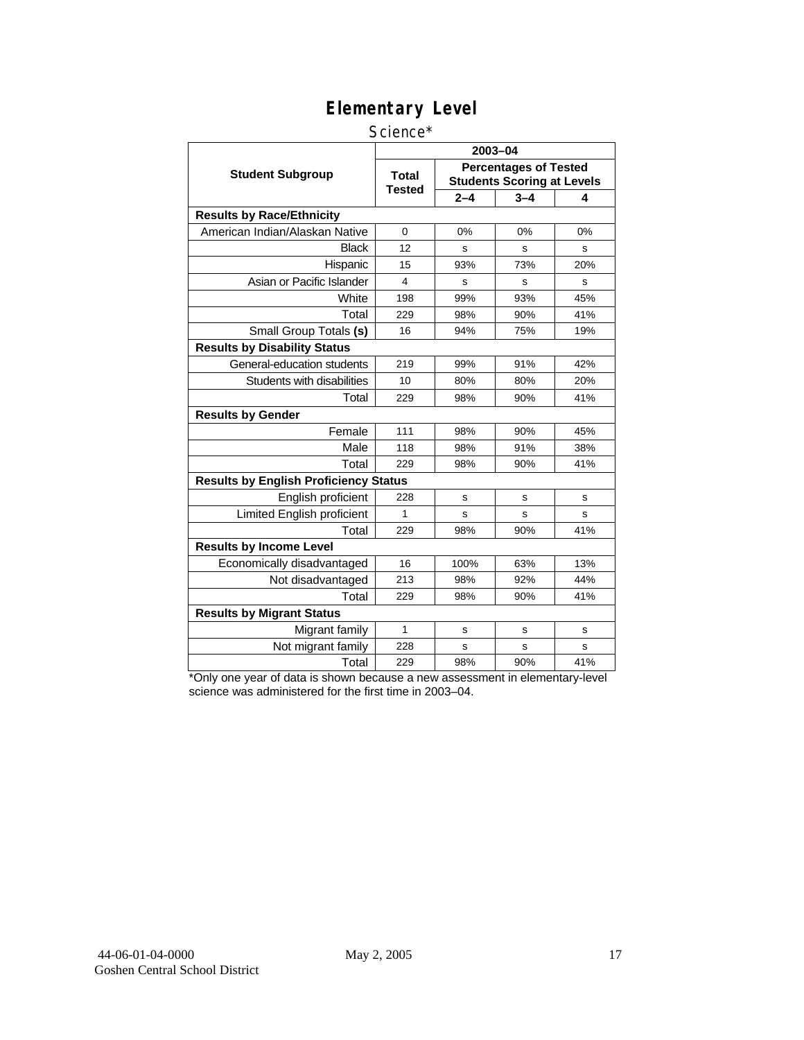# Elementary Level

Science*

| Student Subgroup | 2003–04 | | | |
|---|---|---|---|---|
| | Total Tested | Percentages of Tested Students Scoring at Levels | | |
| | | 2–4 | 3–4 | 4 |
| **Results by Race/Ethnicity** | | | | |
| American Indian/Alaskan Native | 0 | 0% | 0% | 0% |
| Black | 12 | s | s | s |
| Hispanic | 15 | 93% | 73% | 20% |
| Asian or Pacific Islander | 4 | s | s | s |
| White | 198 | 99% | 93% | 45% |
| Total | 229 | 98% | 90% | 41% |
| Small Group Totals **(s)** | 16 | 94% | 75% | 19% |
| **Results by Disability Status** | | | | |
| General-education students | 219 | 99% | 91% | 42% |
| Students with disabilities | 10 | 80% | 80% | 20% |
| Total | 229 | 98% | 90% | 41% |
| **Results by Gender** | | | | |
| Female | 111 | 98% | 90% | 45% |
| Male | 118 | 98% | 91% | 38% |
| Total | 229 | 98% | 90% | 41% |
| **Results by English Proficiency Status** | | | | |
| English proficient | 228 | s | s | s |
| Limited English proficient | 1 | s | s | s |
| Total | 229 | 98% | 90% | 41% |
| **Results by Income Level** | | | | |
| Economically disadvantaged | 16 | 100% | 63% | 13% |
| Not disadvantaged | 213 | 98% | 92% | 44% |
| Total | 229 | 98% | 90% | 41% |
| **Results by Migrant Status** | | | | |
| Migrant family | 1 | s | s | s |
| Not migrant family | 228 | s | s | s |
| Total | 229 | 98% | 90% | 41% |

*Only one year of data is shown because a new assessment in elementary-level science was administered for the first time in 2003–04.

44-06-01-04-0000 May 2, 2005
Goshen Central School District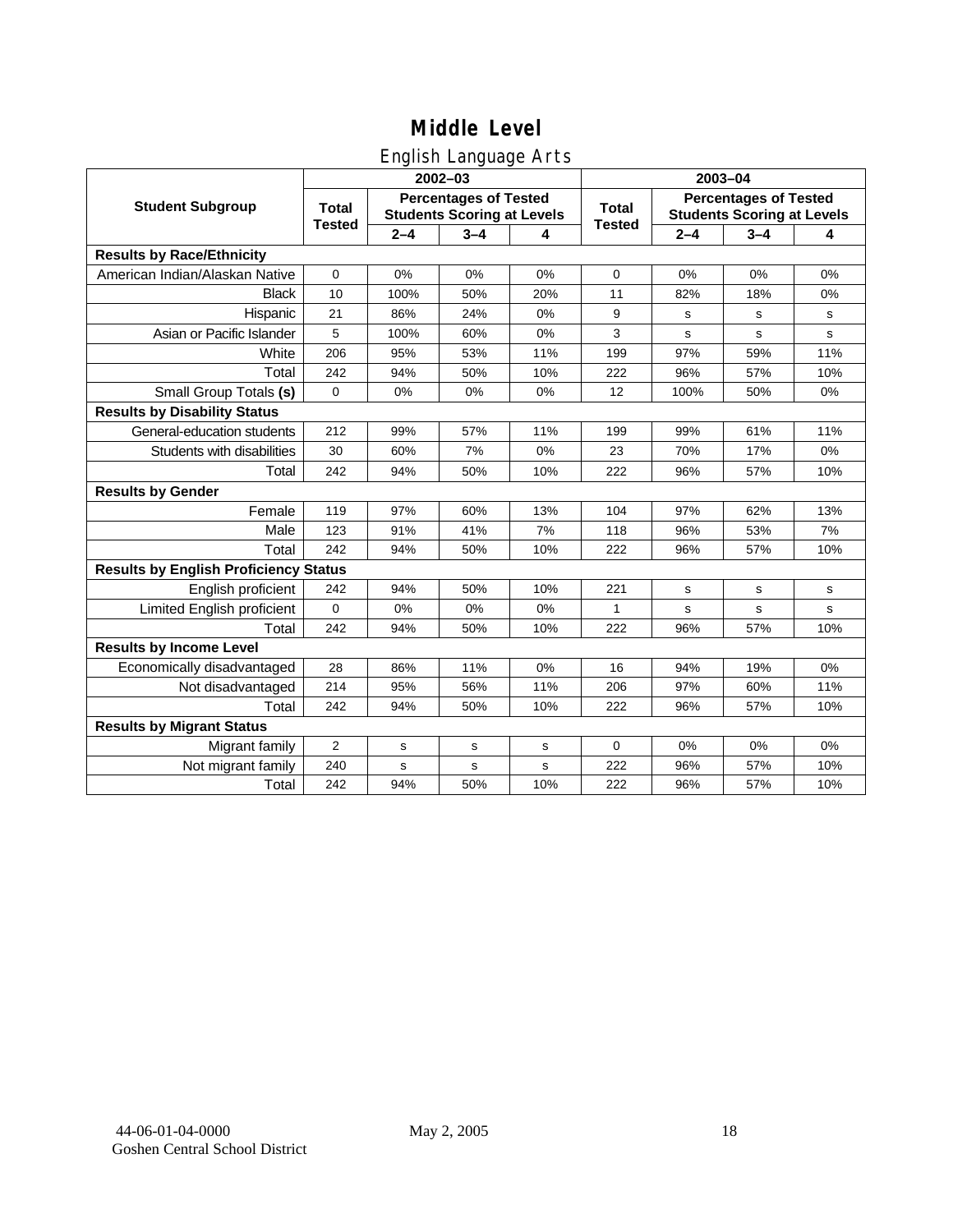# Middle Level

## English Language Arts

| Student Subgroup | 2002–03 | | | | 2003–04 | | | |
|---|---|---|---|---|---|---|---|---|
| | Total Tested | Percentages of Tested Students Scoring at Levels | | | Total Tested | Percentages of Tested Students Scoring at Levels | | |
| | | 2–4 | 3–4 | 4 | | 2–4 | 3–4 | 4 |
| **Results by Race/Ethnicity** | | | | | | | | |
| American Indian/Alaskan Native | 0 | 0% | 0% | 0% | 0 | 0% | 0% | 0% |
| Black | 10 | 100% | 50% | 20% | 11 | 82% | 18% | 0% |
| Hispanic | 21 | 86% | 24% | 0% | 9 | s | s | s |
| Asian or Pacific Islander | 5 | 100% | 60% | 0% | 3 | s | s | s |
| White | 206 | 95% | 53% | 11% | 199 | 97% | 59% | 11% |
| Total | 242 | 94% | 50% | 10% | 222 | 96% | 57% | 10% |
| Small Group Totals **(s)** | 0 | 0% | 0% | 0% | 12 | 100% | 50% | 0% |
| **Results by Disability Status** | | | | | | | | |
| General-education students | 212 | 99% | 57% | 11% | 199 | 99% | 61% | 11% |
| Students with disabilities | 30 | 60% | 7% | 0% | 23 | 70% | 17% | 0% |
| Total | 242 | 94% | 50% | 10% | 222 | 96% | 57% | 10% |
| **Results by Gender** | | | | | | | | |
| Female | 119 | 97% | 60% | 13% | 104 | 97% | 62% | 13% |
| Male | 123 | 91% | 41% | 7% | 118 | 96% | 53% | 7% |
| Total | 242 | 94% | 50% | 10% | 222 | 96% | 57% | 10% |
| **Results by English Proficiency Status** | | | | | | | | |
| English proficient | 242 | 94% | 50% | 10% | 221 | s | s | s |
| Limited English proficient | 0 | 0% | 0% | 0% | 1 | s | s | s |
| Total | 242 | 94% | 50% | 10% | 222 | 96% | 57% | 10% |
| **Results by Income Level** | | | | | | | | |
| Economically disadvantaged | 28 | 86% | 11% | 0% | 16 | 94% | 19% | 0% |
| Not disadvantaged | 214 | 95% | 56% | 11% | 206 | 97% | 60% | 11% |
| Total | 242 | 94% | 50% | 10% | 222 | 96% | 57% | 10% |
| **Results by Migrant Status** | | | | | | | | |
| Migrant family | 2 | s | s | s | 0 | 0% | 0% | 0% |
| Not migrant family | 240 | s | s | s | 222 | 96% | 57% | 10% |
| Total | 242 | 94% | 50% | 10% | 222 | 96% | 57% | 10% |

44-06-01-04-0000 May 2, 2005
Goshen Central School District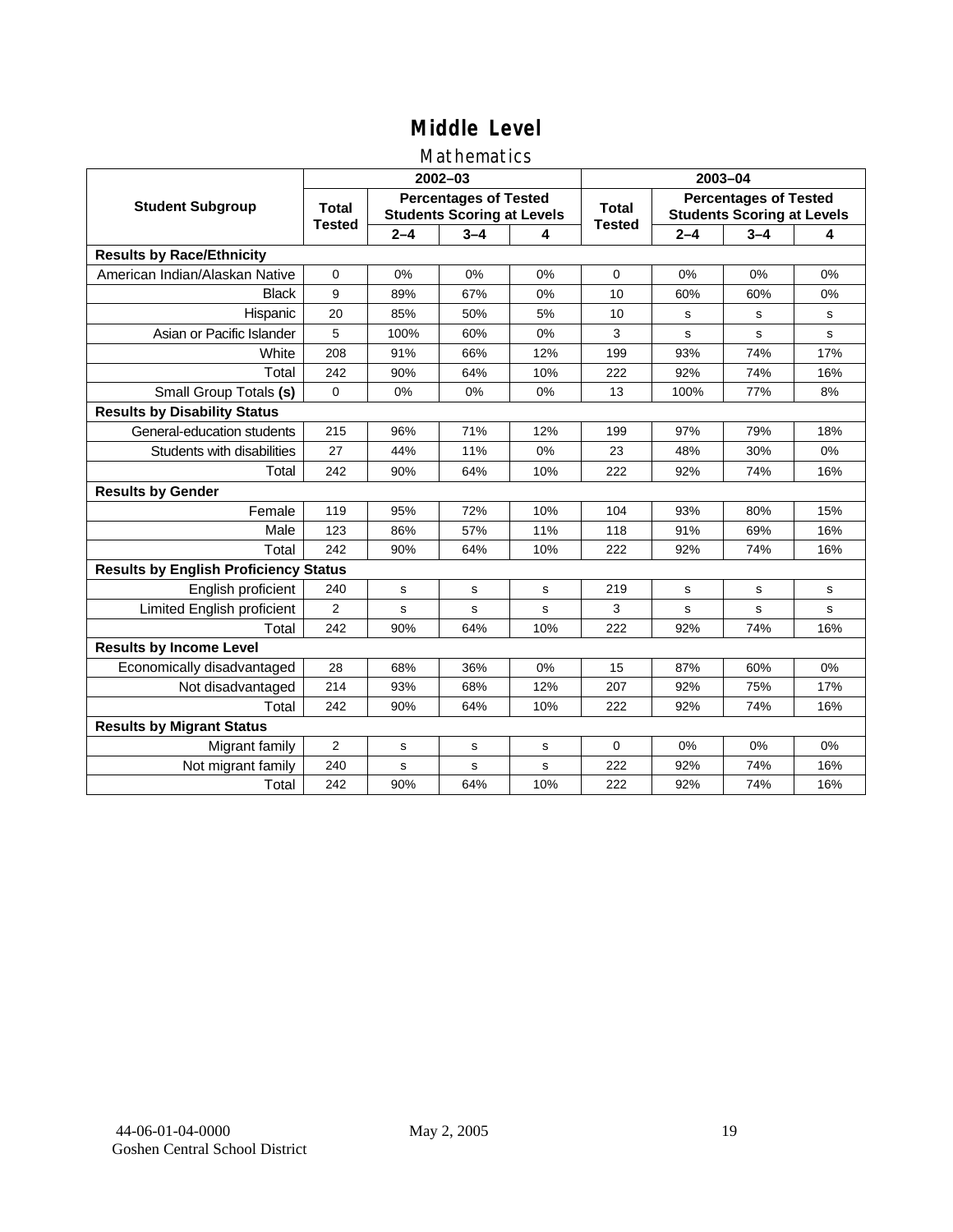# Middle Level

## Mathematics

| Student Subgroup | 2002–03 | | | | 2003–04 | | | |
|---|---|---|---|---|---|---|---|---|
| | Total Tested | Percentages of Tested Students Scoring at Levels | | | Total Tested | Percentages of Tested Students Scoring at Levels | | |
| | | 2–4 | 3–4 | 4 | | 2–4 | 3–4 | 4 |
| **Results by Race/Ethnicity** | | | | | | | | |
| American Indian/Alaskan Native | 0 | 0% | 0% | 0% | 0 | 0% | 0% | 0% |
| Black | 9 | 89% | 67% | 0% | 10 | 60% | 60% | 0% |
| Hispanic | 20 | 85% | 50% | 5% | 10 | s | s | s |
| Asian or Pacific Islander | 5 | 100% | 60% | 0% | 3 | s | s | s |
| White | 208 | 91% | 66% | 12% | 199 | 93% | 74% | 17% |
| Total | 242 | 90% | 64% | 10% | 222 | 92% | 74% | 16% |
| Small Group Totals **(s)** | 0 | 0% | 0% | 0% | 13 | 100% | 77% | 8% |
| **Results by Disability Status** | | | | | | | | |
| General-education students | 215 | 96% | 71% | 12% | 199 | 97% | 79% | 18% |
| Students with disabilities | 27 | 44% | 11% | 0% | 23 | 48% | 30% | 0% |
| Total | 242 | 90% | 64% | 10% | 222 | 92% | 74% | 16% |
| **Results by Gender** | | | | | | | | |
| Female | 119 | 95% | 72% | 10% | 104 | 93% | 80% | 15% |
| Male | 123 | 86% | 57% | 11% | 118 | 91% | 69% | 16% |
| Total | 242 | 90% | 64% | 10% | 222 | 92% | 74% | 16% |
| **Results by English Proficiency Status** | | | | | | | | |
| English proficient | 240 | s | s | s | 219 | s | s | s |
| Limited English proficient | 2 | s | s | s | 3 | s | s | s |
| Total | 242 | 90% | 64% | 10% | 222 | 92% | 74% | 16% |
| **Results by Income Level** | | | | | | | | |
| Economically disadvantaged | 28 | 68% | 36% | 0% | 15 | 87% | 60% | 0% |
| Not disadvantaged | 214 | 93% | 68% | 12% | 207 | 92% | 75% | 17% |
| Total | 242 | 90% | 64% | 10% | 222 | 92% | 74% | 16% |
| **Results by Migrant Status** | | | | | | | | |
| Migrant family | 2 | s | s | s | 0 | 0% | 0% | 0% |
| Not migrant family | 240 | s | s | s | 222 | 92% | 74% | 16% |
| Total | 242 | 90% | 64% | 10% | 222 | 92% | 74% | 16% |

44-06-01-04-0000
Goshen Central School District

May 2, 2005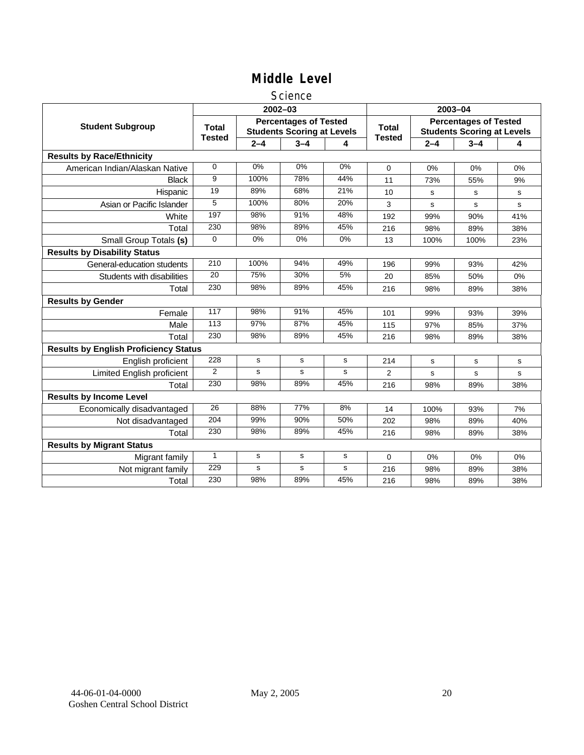# Middle Level

## Science

| Student Subgroup | 2002–03 | | | | 2003–04 | | | |
|---|---|---|---|---|---|---|---|---|
| | Total Tested | Percentages of Tested Students Scoring at Levels | | | Total Tested | Percentages of Tested Students Scoring at Levels | | |
| | | 2–4 | 3–4 | 4 | | 2–4 | 3–4 | 4 |
| **Results by Race/Ethnicity** | | | | | | | | |
| American Indian/Alaskan Native | 0 | 0% | 0% | 0% | 0 | 0% | 0% | 0% |
| Black | 9 | 100% | 78% | 44% | 11 | 73% | 55% | 9% |
| Hispanic | 19 | 89% | 68% | 21% | 10 | s | s | s |
| Asian or Pacific Islander | 5 | 100% | 80% | 20% | 3 | s | s | s |
| White | 197 | 98% | 91% | 48% | 192 | 99% | 90% | 41% |
| Total | 230 | 98% | 89% | 45% | 216 | 98% | 89% | 38% |
| Small Group Totals **(s)** | 0 | 0% | 0% | 0% | 13 | 100% | 100% | 23% |
| **Results by Disability Status** | | | | | | | | |
| General-education students | 210 | 100% | 94% | 49% | 196 | 99% | 93% | 42% |
| Students with disabilities | 20 | 75% | 30% | 5% | 20 | 85% | 50% | 0% |
| Total | 230 | 98% | 89% | 45% | 216 | 98% | 89% | 38% |
| **Results by Gender** | | | | | | | | |
| Female | 117 | 98% | 91% | 45% | 101 | 99% | 93% | 39% |
| Male | 113 | 97% | 87% | 45% | 115 | 97% | 85% | 37% |
| Total | 230 | 98% | 89% | 45% | 216 | 98% | 89% | 38% |
| **Results by English Proficiency Status** | | | | | | | | |
| English proficient | 228 | s | s | s | 214 | s | s | s |
| Limited English proficient | 2 | s | s | s | 2 | s | s | s |
| Total | 230 | 98% | 89% | 45% | 216 | 98% | 89% | 38% |
| **Results by Income Level** | | | | | | | | |
| Economically disadvantaged | 26 | 88% | 77% | 8% | 14 | 100% | 93% | 7% |
| Not disadvantaged | 204 | 99% | 90% | 50% | 202 | 98% | 89% | 40% |
| Total | 230 | 98% | 89% | 45% | 216 | 98% | 89% | 38% |
| **Results by Migrant Status** | | | | | | | | |
| Migrant family | 1 | s | s | s | 0 | 0% | 0% | 0% |
| Not migrant family | 229 | s | s | s | 216 | 98% | 89% | 38% |
| Total | 230 | 98% | 89% | 45% | 216 | 98% | 89% | 38% |

44-06-01-04-0000 May 2, 2005
Goshen Central School District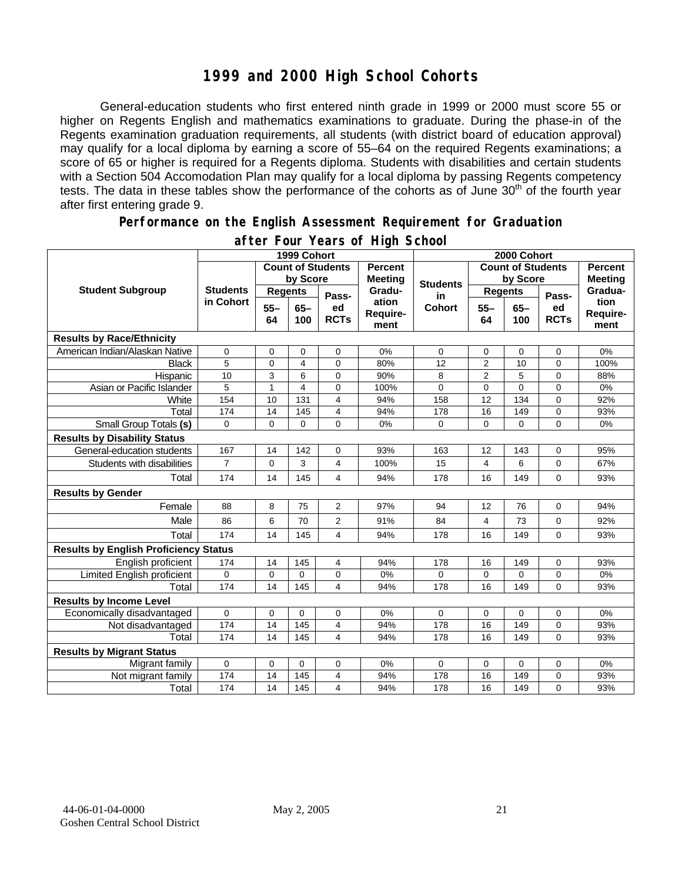# 1999 and 2000 High School Cohorts

General-education students who first entered ninth grade in 1999 or 2000 must score 55 or higher on Regents English and mathematics examinations to graduate. During the phase-in of the Regents examination graduation requirements, all students (with district board of education approval) may qualify for a local diploma by earning a score of 55–64 on the required Regents examinations; a score of 65 or higher is required for a Regents diploma. Students with disabilities and certain students with a Section 504 Accomodation Plan may qualify for a local diploma by passing Regents competency tests. The data in these tables show the performance of the cohorts as of June 30th of the fourth year after first entering grade 9.

## Performance on the English Assessment Requirement for Graduation after Four Years of High School

| Student Subgroup | 1999 Cohort | | | | | 2000 Cohort | | | | |
|---|---|---|---|---|---|---|---|---|---|---|
| | Students in Cohort | Count of Students by Score | | | Percent Meeting Graduation Requirement | Students in Cohort | Count of Students by Score | | | Percent Meeting Graduation Requirement |
| | | Regents 55–64 | Regents 65–100 | Passed RCTs | | | Regents 55–64 | Regents 65–100 | Passed RCTs | |
| **Results by Race/Ethnicity** | | | | | | | | | | |
| American Indian/Alaskan Native | 0 | 0 | 0 | 0 | 0% | 0 | 0 | 0 | 0 | 0% |
| Black | 5 | 0 | 4 | 0 | 80% | 12 | 2 | 10 | 0 | 100% |
| Hispanic | 10 | 3 | 6 | 0 | 90% | 8 | 2 | 5 | 0 | 88% |
| Asian or Pacific Islander | 5 | 1 | 4 | 0 | 100% | 0 | 0 | 0 | 0 | 0% |
| White | 154 | 10 | 131 | 4 | 94% | 158 | 12 | 134 | 0 | 92% |
| Total | 174 | 14 | 145 | 4 | 94% | 178 | 16 | 149 | 0 | 93% |
| Small Group Totals **(s)** | 0 | 0 | 0 | 0 | 0% | 0 | 0 | 0 | 0 | 0% |
| **Results by Disability Status** | | | | | | | | | | |
| General-education students | 167 | 14 | 142 | 0 | 93% | 163 | 12 | 143 | 0 | 95% |
| Students with disabilities | 7 | 0 | 3 | 4 | 100% | 15 | 4 | 6 | 0 | 67% |
| Total | 174 | 14 | 145 | 4 | 94% | 178 | 16 | 149 | 0 | 93% |
| **Results by Gender** | | | | | | | | | | |
| Female | 88 | 8 | 75 | 2 | 97% | 94 | 12 | 76 | 0 | 94% |
| Male | 86 | 6 | 70 | 2 | 91% | 84 | 4 | 73 | 0 | 92% |
| Total | 174 | 14 | 145 | 4 | 94% | 178 | 16 | 149 | 0 | 93% |
| **Results by English Proficiency Status** | | | | | | | | | | |
| English proficient | 174 | 14 | 145 | 4 | 94% | 178 | 16 | 149 | 0 | 93% |
| Limited English proficient | 0 | 0 | 0 | 0 | 0% | 0 | 0 | 0 | 0 | 0% |
| Total | 174 | 14 | 145 | 4 | 94% | 178 | 16 | 149 | 0 | 93% |
| **Results by Income Level** | | | | | | | | | | |
| Economically disadvantaged | 0 | 0 | 0 | 0 | 0% | 0 | 0 | 0 | 0 | 0% |
| Not disadvantaged | 174 | 14 | 145 | 4 | 94% | 178 | 16 | 149 | 0 | 93% |
| Total | 174 | 14 | 145 | 4 | 94% | 178 | 16 | 149 | 0 | 93% |
| **Results by Migrant Status** | | | | | | | | | | |
| Migrant family | 0 | 0 | 0 | 0 | 0% | 0 | 0 | 0 | 0 | 0% |
| Not migrant family | 174 | 14 | 145 | 4 | 94% | 178 | 16 | 149 | 0 | 93% |
| Total | 174 | 14 | 145 | 4 | 94% | 178 | 16 | 149 | 0 | 93% |

44-06-01-04-0000 May 2, 2005
Goshen Central School District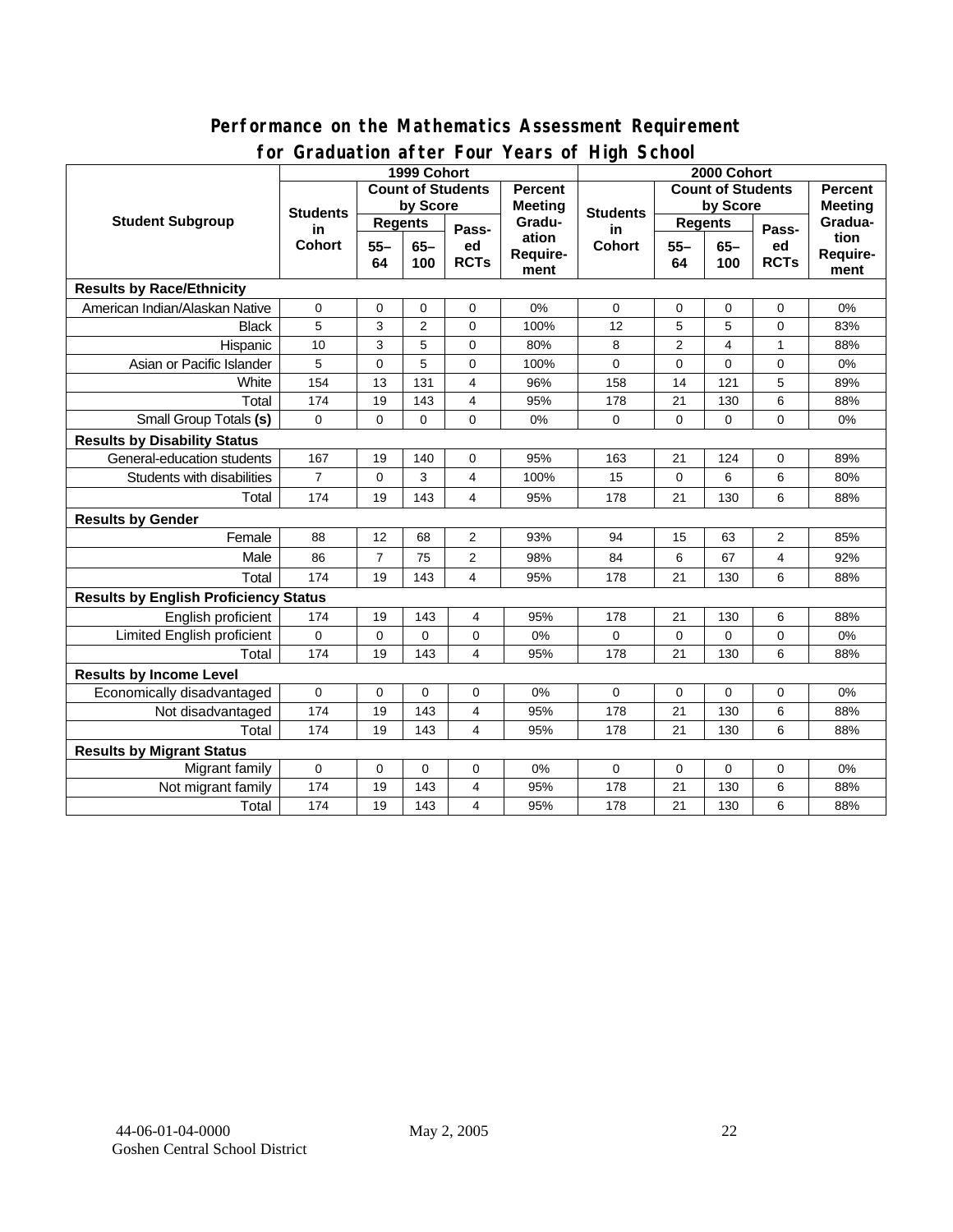## Performance on the Mathematics Assessment Requirement for Graduation after Four Years of High School

| Student Subgroup | 1999 Cohort | | | | | 2000 Cohort | | | | |
|---|---|---|---|---|---|---|---|---|---|---|
| | Students in Cohort | Count of Students by Score | | | Percent Meeting Graduation Requirement | Students in Cohort | Count of Students by Score | | | Percent Meeting Graduation Requirement |
| | | Regents | | Passed RCTs | | | Regents | | Passed RCTs | |
| | | 55–64 | 65–100 | | | | 55–64 | 65–100 | | |
| **Results by Race/Ethnicity** | | | | | | | | | | |
| American Indian/Alaskan Native | 0 | 0 | 0 | 0 | 0% | 0 | 0 | 0 | 0 | 0% |
| Black | 5 | 3 | 2 | 0 | 100% | 12 | 5 | 5 | 0 | 83% |
| Hispanic | 10 | 3 | 5 | 0 | 80% | 8 | 2 | 4 | 1 | 88% |
| Asian or Pacific Islander | 5 | 0 | 5 | 0 | 100% | 0 | 0 | 0 | 0 | 0% |
| White | 154 | 13 | 131 | 4 | 96% | 158 | 14 | 121 | 5 | 89% |
| Total | 174 | 19 | 143 | 4 | 95% | 178 | 21 | 130 | 6 | 88% |
| Small Group Totals **(s)** | 0 | 0 | 0 | 0 | 0% | 0 | 0 | 0 | 0 | 0% |
| **Results by Disability Status** | | | | | | | | | | |
| General-education students | 167 | 19 | 140 | 0 | 95% | 163 | 21 | 124 | 0 | 89% |
| Students with disabilities | 7 | 0 | 3 | 4 | 100% | 15 | 0 | 6 | 6 | 80% |
| Total | 174 | 19 | 143 | 4 | 95% | 178 | 21 | 130 | 6 | 88% |
| **Results by Gender** | | | | | | | | | | |
| Female | 88 | 12 | 68 | 2 | 93% | 94 | 15 | 63 | 2 | 85% |
| Male | 86 | 7 | 75 | 2 | 98% | 84 | 6 | 67 | 4 | 92% |
| Total | 174 | 19 | 143 | 4 | 95% | 178 | 21 | 130 | 6 | 88% |
| **Results by English Proficiency Status** | | | | | | | | | | |
| English proficient | 174 | 19 | 143 | 4 | 95% | 178 | 21 | 130 | 6 | 88% |
| Limited English proficient | 0 | 0 | 0 | 0 | 0% | 0 | 0 | 0 | 0 | 0% |
| Total | 174 | 19 | 143 | 4 | 95% | 178 | 21 | 130 | 6 | 88% |
| **Results by Income Level** | | | | | | | | | | |
| Economically disadvantaged | 0 | 0 | 0 | 0 | 0% | 0 | 0 | 0 | 0 | 0% |
| Not disadvantaged | 174 | 19 | 143 | 4 | 95% | 178 | 21 | 130 | 6 | 88% |
| Total | 174 | 19 | 143 | 4 | 95% | 178 | 21 | 130 | 6 | 88% |
| **Results by Migrant Status** | | | | | | | | | | |
| Migrant family | 0 | 0 | 0 | 0 | 0% | 0 | 0 | 0 | 0 | 0% |
| Not migrant family | 174 | 19 | 143 | 4 | 95% | 178 | 21 | 130 | 6 | 88% |
| Total | 174 | 19 | 143 | 4 | 95% | 178 | 21 | 130 | 6 | 88% |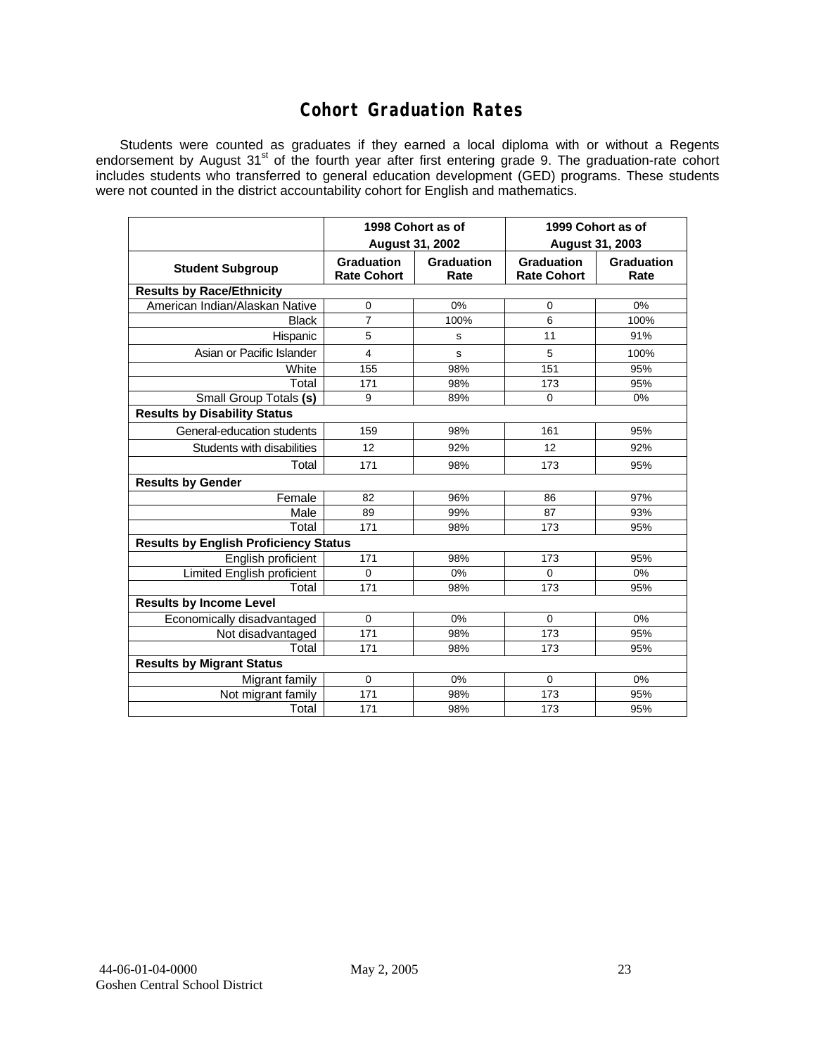# Cohort Graduation Rates

Students were counted as graduates if they earned a local diploma with or without a Regents endorsement by August 31st of the fourth year after first entering grade 9. The graduation-rate cohort includes students who transferred to general education development (GED) programs. These students were not counted in the district accountability cohort for English and mathematics.

| | 1998 Cohort as of August 31, 2002 | | 1999 Cohort as of August 31, 2003 | |
|---|---|---|---|---|
| **Student Subgroup** | **Graduation Rate Cohort** | **Graduation Rate** | **Graduation Rate Cohort** | **Graduation Rate** |
| **Results by Race/Ethnicity** | | | | |
| American Indian/Alaskan Native | 0 | 0% | 0 | 0% |
| Black | 7 | 100% | 6 | 100% |
| Hispanic | 5 | s | 11 | 91% |
| Asian or Pacific Islander | 4 | s | 5 | 100% |
| White | 155 | 98% | 151 | 95% |
| Total | 171 | 98% | 173 | 95% |
| Small Group Totals **(s)** | 9 | 89% | 0 | 0% |
| **Results by Disability Status** | | | | |
| General-education students | 159 | 98% | 161 | 95% |
| Students with disabilities | 12 | 92% | 12 | 92% |
| Total | 171 | 98% | 173 | 95% |
| **Results by Gender** | | | | |
| Female | 82 | 96% | 86 | 97% |
| Male | 89 | 99% | 87 | 93% |
| Total | 171 | 98% | 173 | 95% |
| **Results by English Proficiency Status** | | | | |
| English proficient | 171 | 98% | 173 | 95% |
| Limited English proficient | 0 | 0% | 0 | 0% |
| Total | 171 | 98% | 173 | 95% |
| **Results by Income Level** | | | | |
| Economically disadvantaged | 0 | 0% | 0 | 0% |
| Not disadvantaged | 171 | 98% | 173 | 95% |
| Total | 171 | 98% | 173 | 95% |
| **Results by Migrant Status** | | | | |
| Migrant family | 0 | 0% | 0 | 0% |
| Not migrant family | 171 | 98% | 173 | 95% |
| Total | 171 | 98% | 173 | 95% |

44-06-01-04-0000 May 2, 2005
Goshen Central School District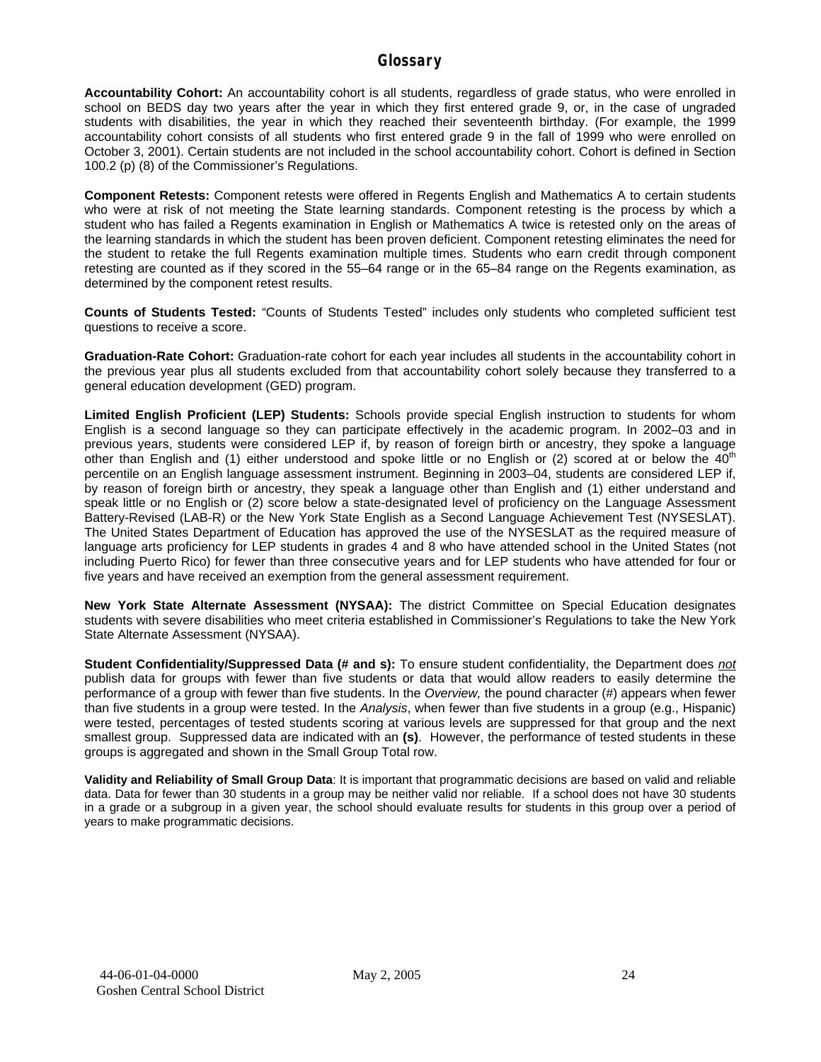# Glossary

**Accountability Cohort:** An accountability cohort is all students, regardless of grade status, who were enrolled in school on BEDS day two years after the year in which they first entered grade 9, or, in the case of ungraded students with disabilities, the year in which they reached their seventeenth birthday. (For example, the 1999 accountability cohort consists of all students who first entered grade 9 in the fall of 1999 who were enrolled on October 3, 2001). Certain students are not included in the school accountability cohort. Cohort is defined in Section 100.2 (p) (8) of the Commissioner's Regulations.

**Component Retests:** Component retests were offered in Regents English and Mathematics A to certain students who were at risk of not meeting the State learning standards. Component retesting is the process by which a student who has failed a Regents examination in English or Mathematics A twice is retested only on the areas of the learning standards in which the student has been proven deficient. Component retesting eliminates the need for the student to retake the full Regents examination multiple times. Students who earn credit through component retesting are counted as if they scored in the 55–64 range or in the 65–84 range on the Regents examination, as determined by the component retest results.

**Counts of Students Tested:** "Counts of Students Tested" includes only students who completed sufficient test questions to receive a score.

**Graduation-Rate Cohort:** Graduation-rate cohort for each year includes all students in the accountability cohort in the previous year plus all students excluded from that accountability cohort solely because they transferred to a general education development (GED) program.

**Limited English Proficient (LEP) Students:** Schools provide special English instruction to students for whom English is a second language so they can participate effectively in the academic program. In 2002–03 and in previous years, students were considered LEP if, by reason of foreign birth or ancestry, they spoke a language other than English and (1) either understood and spoke little or no English or (2) scored at or below the 40th percentile on an English language assessment instrument. Beginning in 2003–04, students are considered LEP if, by reason of foreign birth or ancestry, they speak a language other than English and (1) either understand and speak little or no English or (2) score below a state-designated level of proficiency on the Language Assessment Battery-Revised (LAB-R) or the New York State English as a Second Language Achievement Test (NYSESLAT). The United States Department of Education has approved the use of the NYSESLAT as the required measure of language arts proficiency for LEP students in grades 4 and 8 who have attended school in the United States (not including Puerto Rico) for fewer than three consecutive years and for LEP students who have attended for four or five years and have received an exemption from the general assessment requirement.

**New York State Alternate Assessment (NYSAA):** The district Committee on Special Education designates students with severe disabilities who meet criteria established in Commissioner's Regulations to take the New York State Alternate Assessment (NYSAA).

**Student Confidentiality/Suppressed Data (# and s):** To ensure student confidentiality, the Department does *not* publish data for groups with fewer than five students or data that would allow readers to easily determine the performance of a group with fewer than five students. In the *Overview,* the pound character (#) appears when fewer than five students in a group were tested. In the *Analysis*, when fewer than five students in a group (e.g., Hispanic) were tested, percentages of tested students scoring at various levels are suppressed for that group and the next smallest group. Suppressed data are indicated with an **(s)**. However, the performance of tested students in these groups is aggregated and shown in the Small Group Total row.

**Validity and Reliability of Small Group Data**: It is important that programmatic decisions are based on valid and reliable data. Data for fewer than 30 students in a group may be neither valid nor reliable. If a school does not have 30 students in a grade or a subgroup in a given year, the school should evaluate results for students in this group over a period of years to make programmatic decisions.